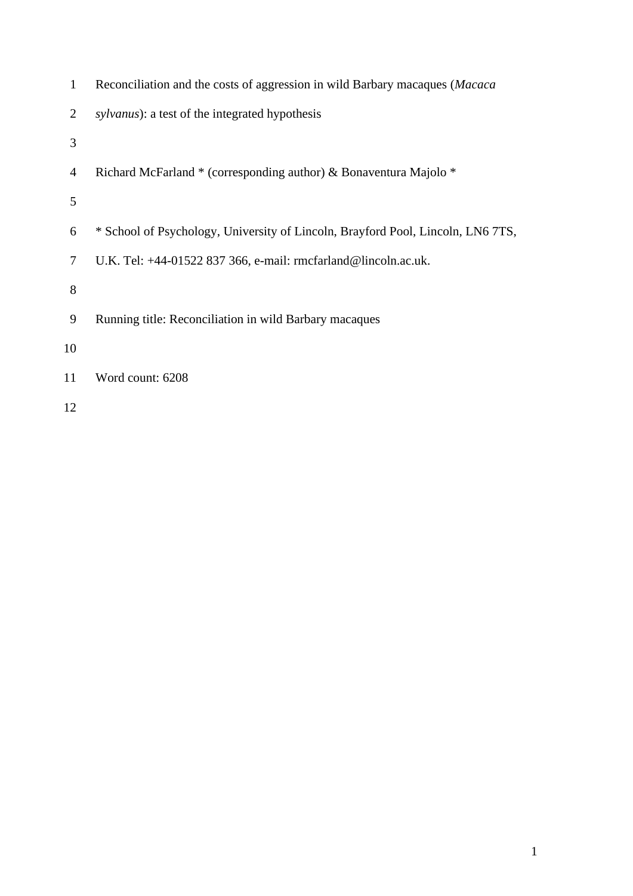# Reconciliation and the costs of aggression in wild Barbary macaques (*Macaca sylvanus*): a test of the integrated hypothesis

Richard McFarland * (corresponding author) & Bonaventura Majolo *

* School of Psychology, University of Lincoln, Brayford Pool, Lincoln, LN6 7TS, U.K. Tel: +44-01522 837 366, e-mail: rmcfarland@lincoln.ac.uk.

Running title: Reconciliation in wild Barbary macaques

Word count: 6208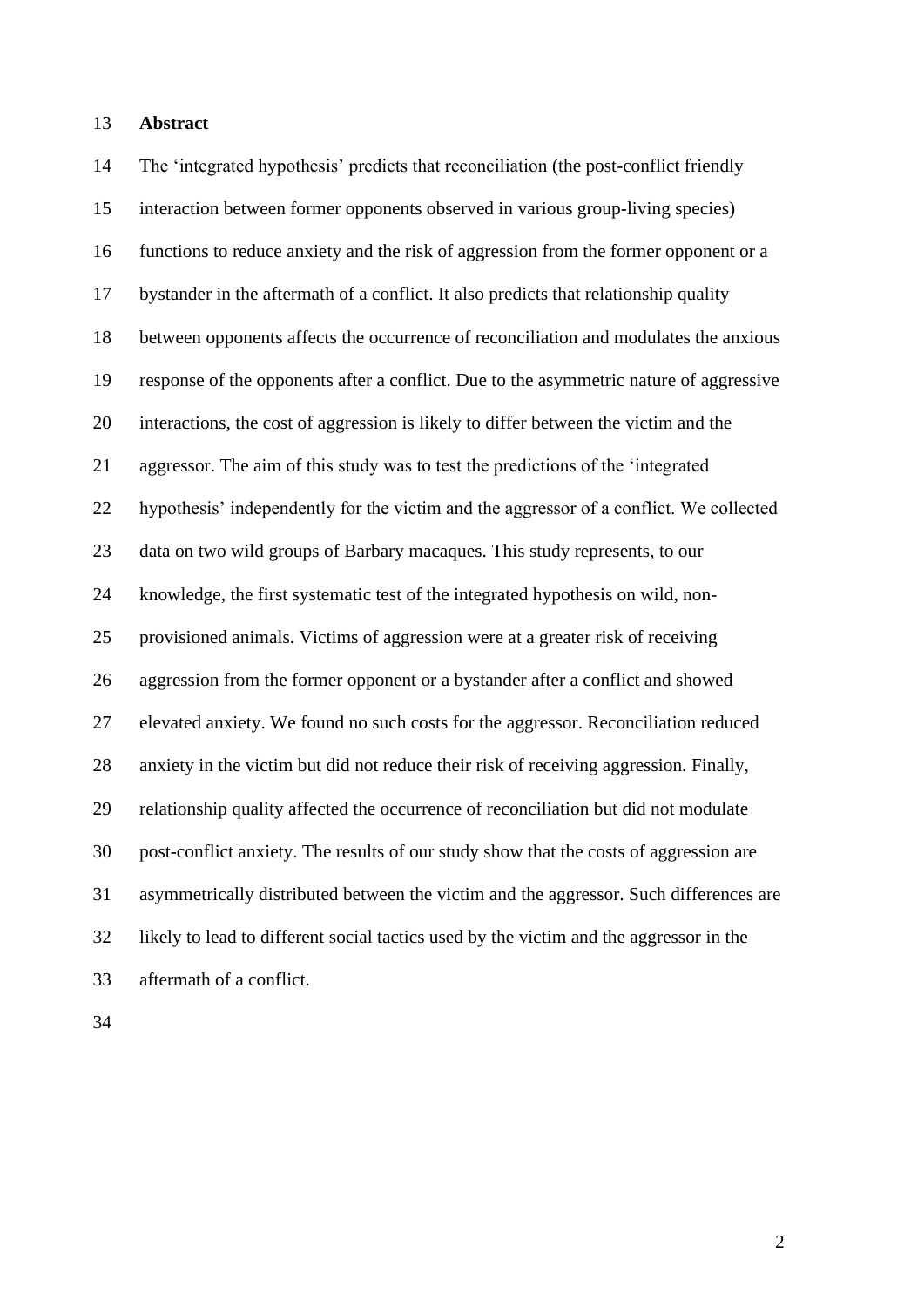## Abstract

The 'integrated hypothesis' predicts that reconciliation (the post-conflict friendly interaction between former opponents observed in various group-living species) functions to reduce anxiety and the risk of aggression from the former opponent or a bystander in the aftermath of a conflict. It also predicts that relationship quality between opponents affects the occurrence of reconciliation and modulates the anxious response of the opponents after a conflict. Due to the asymmetric nature of aggressive interactions, the cost of aggression is likely to differ between the victim and the aggressor. The aim of this study was to test the predictions of the 'integrated hypothesis' independently for the victim and the aggressor of a conflict. We collected data on two wild groups of Barbary macaques. This study represents, to our knowledge, the first systematic test of the integrated hypothesis on wild, non-provisioned animals. Victims of aggression were at a greater risk of receiving aggression from the former opponent or a bystander after a conflict and showed elevated anxiety. We found no such costs for the aggressor. Reconciliation reduced anxiety in the victim but did not reduce their risk of receiving aggression. Finally, relationship quality affected the occurrence of reconciliation but did not modulate post-conflict anxiety. The results of our study show that the costs of aggression are asymmetrically distributed between the victim and the aggressor. Such differences are likely to lead to different social tactics used by the victim and the aggressor in the aftermath of a conflict.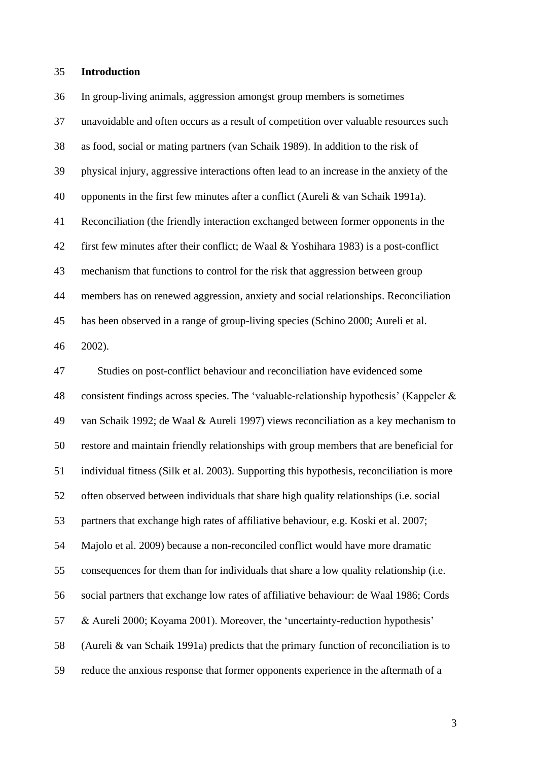## Introduction

In group-living animals, aggression amongst group members is sometimes unavoidable and often occurs as a result of competition over valuable resources such as food, social or mating partners (van Schaik 1989). In addition to the risk of physical injury, aggressive interactions often lead to an increase in the anxiety of the opponents in the first few minutes after a conflict (Aureli & van Schaik 1991a). Reconciliation (the friendly interaction exchanged between former opponents in the first few minutes after their conflict; de Waal & Yoshihara 1983) is a post-conflict mechanism that functions to control for the risk that aggression between group members has on renewed aggression, anxiety and social relationships. Reconciliation has been observed in a range of group-living species (Schino 2000; Aureli et al. 2002).

Studies on post-conflict behaviour and reconciliation have evidenced some consistent findings across species. The 'valuable-relationship hypothesis' (Kappeler & van Schaik 1992; de Waal & Aureli 1997) views reconciliation as a key mechanism to restore and maintain friendly relationships with group members that are beneficial for individual fitness (Silk et al. 2003). Supporting this hypothesis, reconciliation is more often observed between individuals that share high quality relationships (i.e. social partners that exchange high rates of affiliative behaviour, e.g. Koski et al. 2007; Majolo et al. 2009) because a non-reconciled conflict would have more dramatic consequences for them than for individuals that share a low quality relationship (i.e. social partners that exchange low rates of affiliative behaviour: de Waal 1986; Cords & Aureli 2000; Koyama 2001). Moreover, the 'uncertainty-reduction hypothesis' (Aureli & van Schaik 1991a) predicts that the primary function of reconciliation is to reduce the anxious response that former opponents experience in the aftermath of a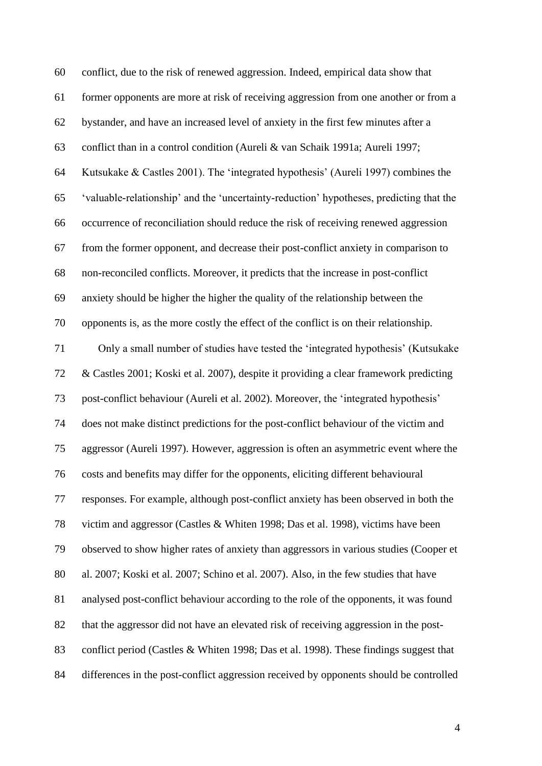conflict, due to the risk of renewed aggression. Indeed, empirical data show that former opponents are more at risk of receiving aggression from one another or from a bystander, and have an increased level of anxiety in the first few minutes after a conflict than in a control condition (Aureli & van Schaik 1991a; Aureli 1997; Kutsukake & Castles 2001). The 'integrated hypothesis' (Aureli 1997) combines the 'valuable-relationship' and the 'uncertainty-reduction' hypotheses, predicting that the occurrence of reconciliation should reduce the risk of receiving renewed aggression from the former opponent, and decrease their post-conflict anxiety in comparison to non-reconciled conflicts. Moreover, it predicts that the increase in post-conflict anxiety should be higher the higher the quality of the relationship between the opponents is, as the more costly the effect of the conflict is on their relationship.

Only a small number of studies have tested the 'integrated hypothesis' (Kutsukake & Castles 2001; Koski et al. 2007), despite it providing a clear framework predicting post-conflict behaviour (Aureli et al. 2002). Moreover, the 'integrated hypothesis' does not make distinct predictions for the post-conflict behaviour of the victim and aggressor (Aureli 1997). However, aggression is often an asymmetric event where the costs and benefits may differ for the opponents, eliciting different behavioural responses. For example, although post-conflict anxiety has been observed in both the victim and aggressor (Castles & Whiten 1998; Das et al. 1998), victims have been observed to show higher rates of anxiety than aggressors in various studies (Cooper et al. 2007; Koski et al. 2007; Schino et al. 2007). Also, in the few studies that have analysed post-conflict behaviour according to the role of the opponents, it was found that the aggressor did not have an elevated risk of receiving aggression in the post-conflict period (Castles & Whiten 1998; Das et al. 1998). These findings suggest that differences in the post-conflict aggression received by opponents should be controlled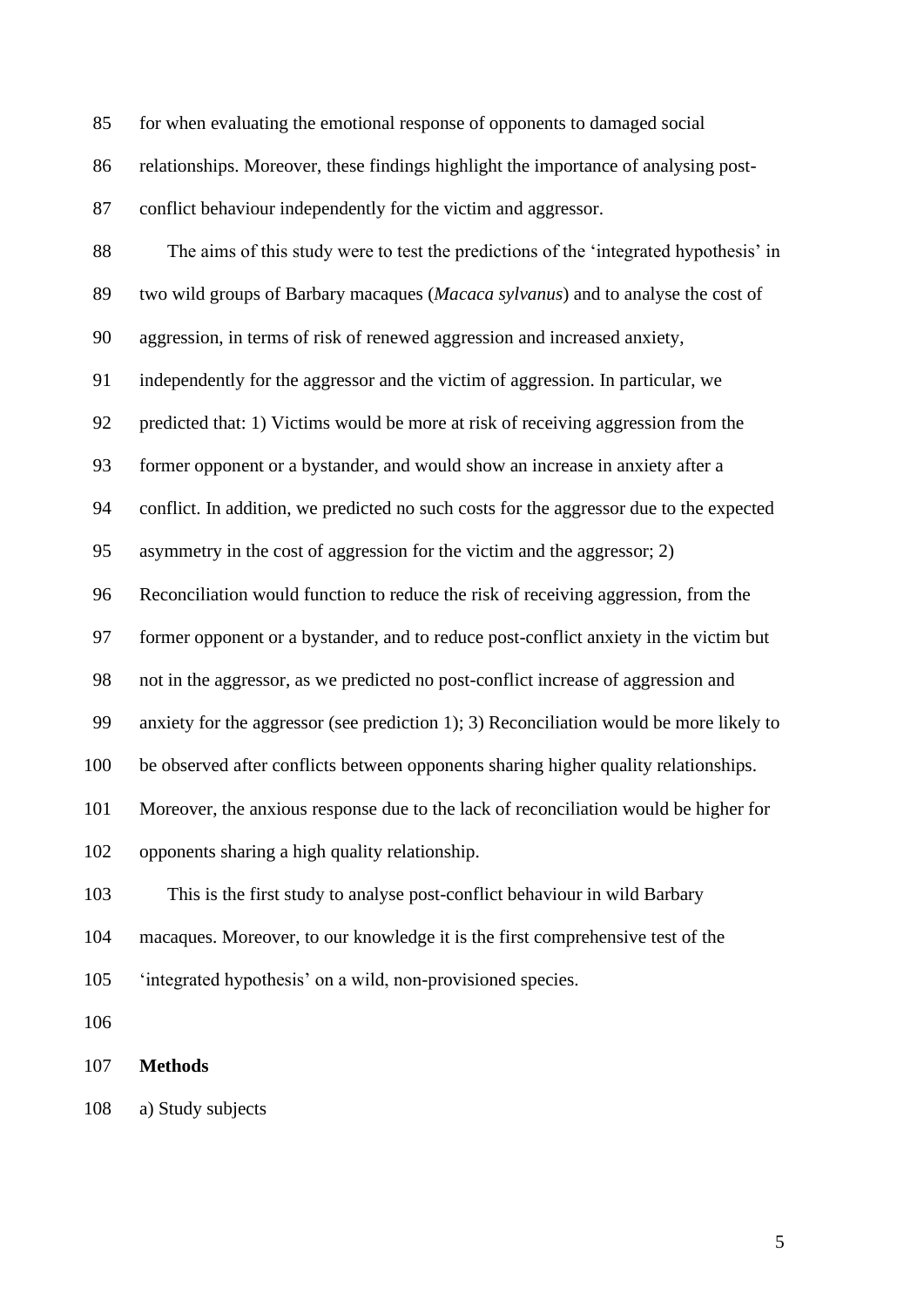for when evaluating the emotional response of opponents to damaged social relationships. Moreover, these findings highlight the importance of analysing post-conflict behaviour independently for the victim and aggressor.

The aims of this study were to test the predictions of the 'integrated hypothesis' in two wild groups of Barbary macaques (*Macaca sylvanus*) and to analyse the cost of aggression, in terms of risk of renewed aggression and increased anxiety, independently for the aggressor and the victim of aggression. In particular, we predicted that: 1) Victims would be more at risk of receiving aggression from the former opponent or a bystander, and would show an increase in anxiety after a conflict. In addition, we predicted no such costs for the aggressor due to the expected asymmetry in the cost of aggression for the victim and the aggressor; 2) Reconciliation would function to reduce the risk of receiving aggression, from the former opponent or a bystander, and to reduce post-conflict anxiety in the victim but not in the aggressor, as we predicted no post-conflict increase of aggression and anxiety for the aggressor (see prediction 1); 3) Reconciliation would be more likely to be observed after conflicts between opponents sharing higher quality relationships. Moreover, the anxious response due to the lack of reconciliation would be higher for opponents sharing a high quality relationship.

This is the first study to analyse post-conflict behaviour in wild Barbary macaques. Moreover, to our knowledge it is the first comprehensive test of the 'integrated hypothesis' on a wild, non-provisioned species.

## Methods

a) Study subjects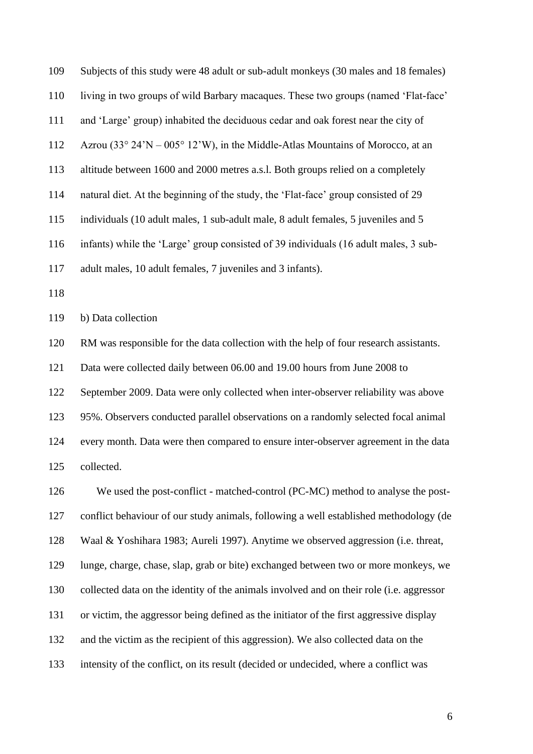Subjects of this study were 48 adult or sub-adult monkeys (30 males and 18 females) living in two groups of wild Barbary macaques. These two groups (named 'Flat-face' and 'Large' group) inhabited the deciduous cedar and oak forest near the city of Azrou (33° 24'N – 005° 12'W), in the Middle-Atlas Mountains of Morocco, at an altitude between 1600 and 2000 metres a.s.l. Both groups relied on a completely natural diet. At the beginning of the study, the 'Flat-face' group consisted of 29 individuals (10 adult males, 1 sub-adult male, 8 adult females, 5 juveniles and 5 infants) while the 'Large' group consisted of 39 individuals (16 adult males, 3 sub-adult males, 10 adult females, 7 juveniles and 3 infants).

b) Data collection

RM was responsible for the data collection with the help of four research assistants. Data were collected daily between 06.00 and 19.00 hours from June 2008 to September 2009. Data were only collected when inter-observer reliability was above 95%. Observers conducted parallel observations on a randomly selected focal animal every month. Data were then compared to ensure inter-observer agreement in the data collected.

We used the post-conflict - matched-control (PC-MC) method to analyse the post-conflict behaviour of our study animals, following a well established methodology (de Waal & Yoshihara 1983; Aureli 1997). Anytime we observed aggression (i.e. threat, lunge, charge, chase, slap, grab or bite) exchanged between two or more monkeys, we collected data on the identity of the animals involved and on their role (i.e. aggressor or victim, the aggressor being defined as the initiator of the first aggressive display and the victim as the recipient of this aggression). We also collected data on the intensity of the conflict, on its result (decided or undecided, where a conflict was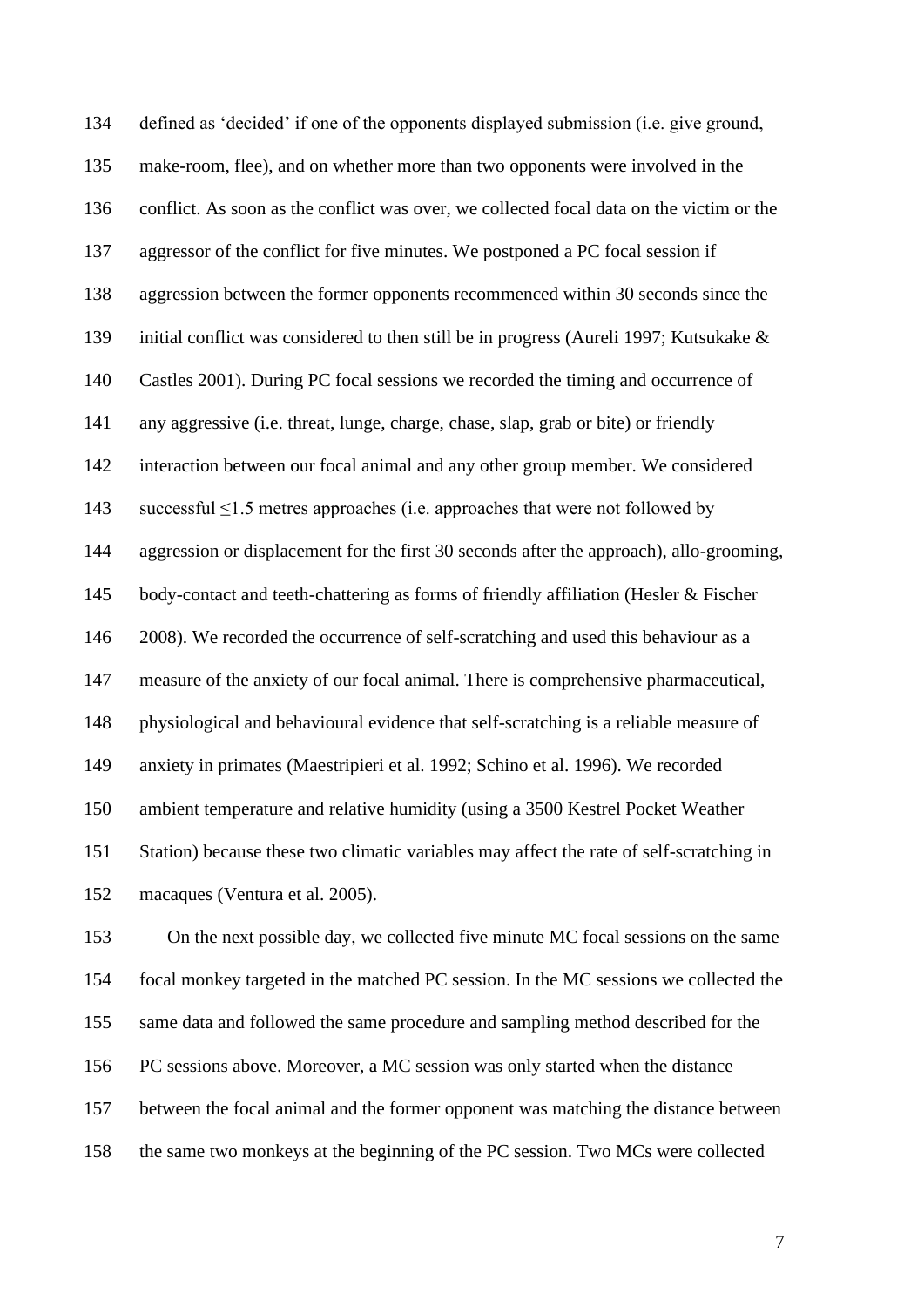defined as 'decided' if one of the opponents displayed submission (i.e. give ground, make-room, flee), and on whether more than two opponents were involved in the conflict. As soon as the conflict was over, we collected focal data on the victim or the aggressor of the conflict for five minutes. We postponed a PC focal session if aggression between the former opponents recommenced within 30 seconds since the initial conflict was considered to then still be in progress (Aureli 1997; Kutsukake & Castles 2001). During PC focal sessions we recorded the timing and occurrence of any aggressive (i.e. threat, lunge, charge, chase, slap, grab or bite) or friendly interaction between our focal animal and any other group member. We considered successful ≤1.5 metres approaches (i.e. approaches that were not followed by aggression or displacement for the first 30 seconds after the approach), allo-grooming, body-contact and teeth-chattering as forms of friendly affiliation (Hesler & Fischer 2008). We recorded the occurrence of self-scratching and used this behaviour as a measure of the anxiety of our focal animal. There is comprehensive pharmaceutical, physiological and behavioural evidence that self-scratching is a reliable measure of anxiety in primates (Maestripieri et al. 1992; Schino et al. 1996). We recorded ambient temperature and relative humidity (using a 3500 Kestrel Pocket Weather Station) because these two climatic variables may affect the rate of self-scratching in macaques (Ventura et al. 2005).

On the next possible day, we collected five minute MC focal sessions on the same focal monkey targeted in the matched PC session. In the MC sessions we collected the same data and followed the same procedure and sampling method described for the PC sessions above. Moreover, a MC session was only started when the distance between the focal animal and the former opponent was matching the distance between the same two monkeys at the beginning of the PC session. Two MCs were collected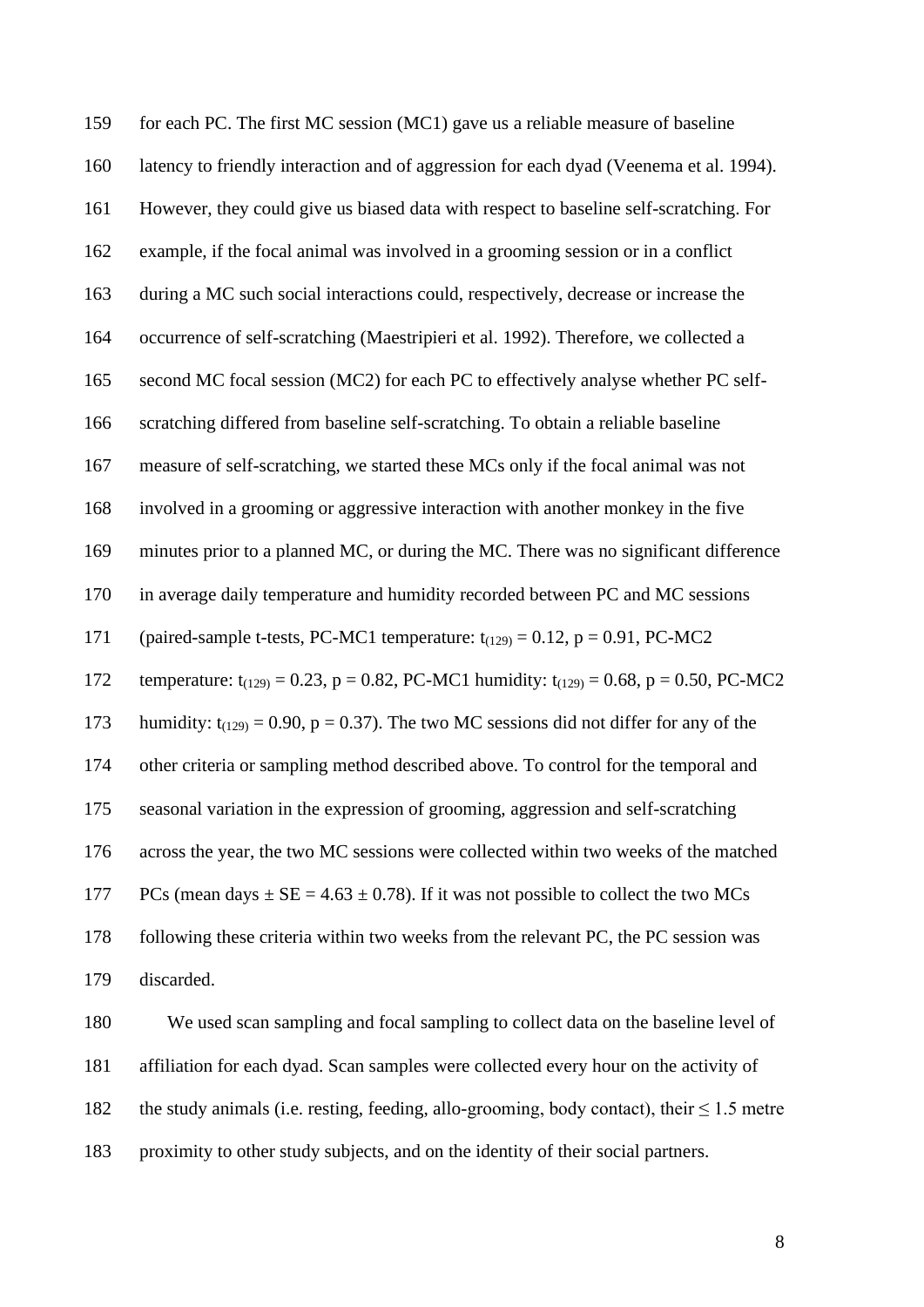for each PC. The first MC session (MC1) gave us a reliable measure of baseline latency to friendly interaction and of aggression for each dyad (Veenema et al. 1994). However, they could give us biased data with respect to baseline self-scratching. For example, if the focal animal was involved in a grooming session or in a conflict during a MC such social interactions could, respectively, decrease or increase the occurrence of self-scratching (Maestripieri et al. 1992). Therefore, we collected a second MC focal session (MC2) for each PC to effectively analyse whether PC self-scratching differed from baseline self-scratching. To obtain a reliable baseline measure of self-scratching, we started these MCs only if the focal animal was not involved in a grooming or aggressive interaction with another monkey in the five minutes prior to a planned MC, or during the MC. There was no significant difference in average daily temperature and humidity recorded between PC and MC sessions (paired-sample t-tests, PC-MC1 temperature: $t_{(129)} = 0.12$, $p = 0.91$, PC-MC2 temperature: $t_{(129)} = 0.23$, $p = 0.82$, PC-MC1 humidity: $t_{(129)} = 0.68$, $p = 0.50$, PC-MC2 humidity: $t_{(129)} = 0.90$, $p = 0.37$). The two MC sessions did not differ for any of the other criteria or sampling method described above. To control for the temporal and seasonal variation in the expression of grooming, aggression and self-scratching across the year, the two MC sessions were collected within two weeks of the matched PCs (mean days $\pm$ SE = $4.63 \pm 0.78$). If it was not possible to collect the two MCs following these criteria within two weeks from the relevant PC, the PC session was discarded.

We used scan sampling and focal sampling to collect data on the baseline level of affiliation for each dyad. Scan samples were collected every hour on the activity of the study animals (i.e. resting, feeding, allo-grooming, body contact), their $\leq 1.5$ metre proximity to other study subjects, and on the identity of their social partners.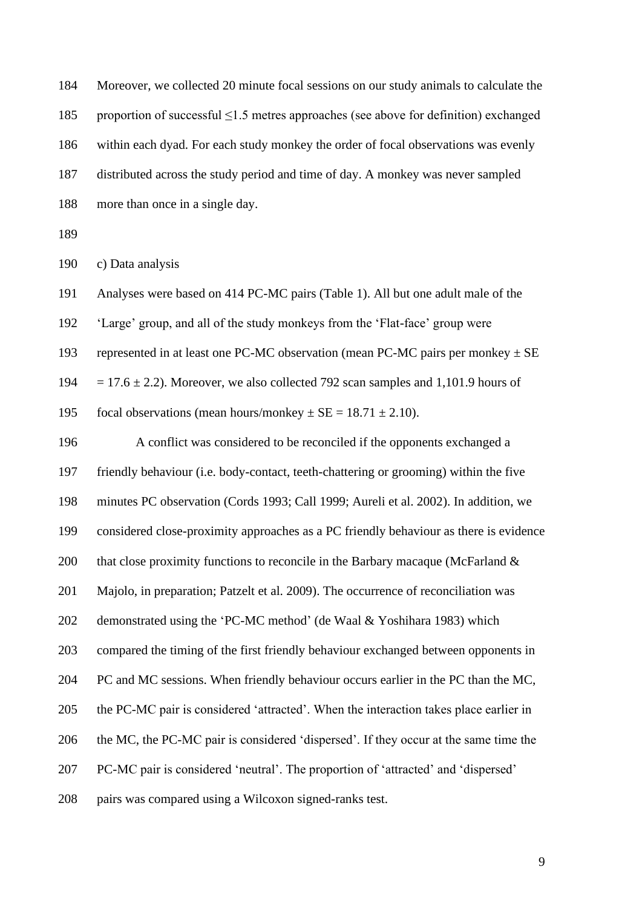Moreover, we collected 20 minute focal sessions on our study animals to calculate the proportion of successful ≤1.5 metres approaches (see above for definition) exchanged within each dyad. For each study monkey the order of focal observations was evenly distributed across the study period and time of day. A monkey was never sampled more than once in a single day.

c) Data analysis

Analyses were based on 414 PC-MC pairs (Table 1). All but one adult male of the 'Large' group, and all of the study monkeys from the 'Flat-face' group were represented in at least one PC-MC observation (mean PC-MC pairs per monkey ± SE = 17.6 ± 2.2). Moreover, we also collected 792 scan samples and 1,101.9 hours of focal observations (mean hours/monkey ± SE = 18.71 ± 2.10).

A conflict was considered to be reconciled if the opponents exchanged a friendly behaviour (i.e. body-contact, teeth-chattering or grooming) within the five minutes PC observation (Cords 1993; Call 1999; Aureli et al. 2002). In addition, we considered close-proximity approaches as a PC friendly behaviour as there is evidence that close proximity functions to reconcile in the Barbary macaque (McFarland & Majolo, in preparation; Patzelt et al. 2009). The occurrence of reconciliation was demonstrated using the 'PC-MC method' (de Waal & Yoshihara 1983) which compared the timing of the first friendly behaviour exchanged between opponents in PC and MC sessions. When friendly behaviour occurs earlier in the PC than the MC, the PC-MC pair is considered 'attracted'. When the interaction takes place earlier in the MC, the PC-MC pair is considered 'dispersed'. If they occur at the same time the PC-MC pair is considered 'neutral'. The proportion of 'attracted' and 'dispersed' pairs was compared using a Wilcoxon signed-ranks test.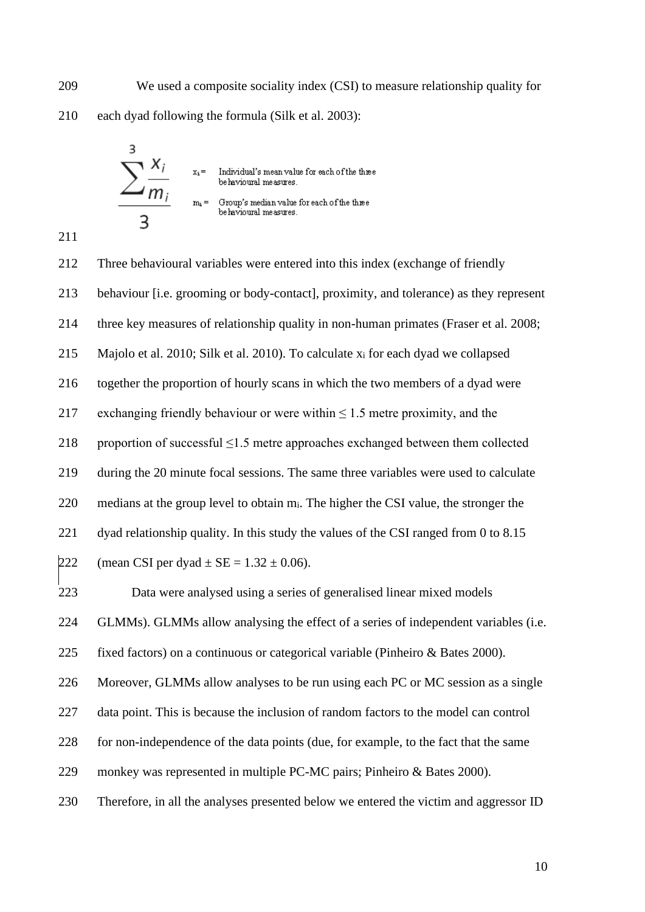We used a composite sociality index (CSI) to measure relationship quality for each dyad following the formula (Silk et al. 2003):

$$\frac{\sum^{3} \frac{x_i}{m_i}}{3}$$

$x_i$ = Individual's mean value for each of the three behavioural measures.

$m_i$ = Group's median value for each of the three behavioural measures.

Three behavioural variables were entered into this index (exchange of friendly behaviour [i.e. grooming or body-contact], proximity, and tolerance) as they represent three key measures of relationship quality in non-human primates (Fraser et al. 2008; Majolo et al. 2010; Silk et al. 2010). To calculate $x_i$ for each dyad we collapsed together the proportion of hourly scans in which the two members of a dyad were exchanging friendly behaviour or were within ≤ 1.5 metre proximity, and the proportion of successful ≤1.5 metre approaches exchanged between them collected during the 20 minute focal sessions. The same three variables were used to calculate medians at the group level to obtain $m_i$. The higher the CSI value, the stronger the dyad relationship quality. In this study the values of the CSI ranged from 0 to 8.15 (mean CSI per dyad ± SE = 1.32 ± 0.06).

Data were analysed using a series of generalised linear mixed models GLMMs). GLMMs allow analysing the effect of a series of independent variables (i.e. fixed factors) on a continuous or categorical variable (Pinheiro & Bates 2000). Moreover, GLMMs allow analyses to be run using each PC or MC session as a single data point. This is because the inclusion of random factors to the model can control for non-independence of the data points (due, for example, to the fact that the same monkey was represented in multiple PC-MC pairs; Pinheiro & Bates 2000). Therefore, in all the analyses presented below we entered the victim and aggressor ID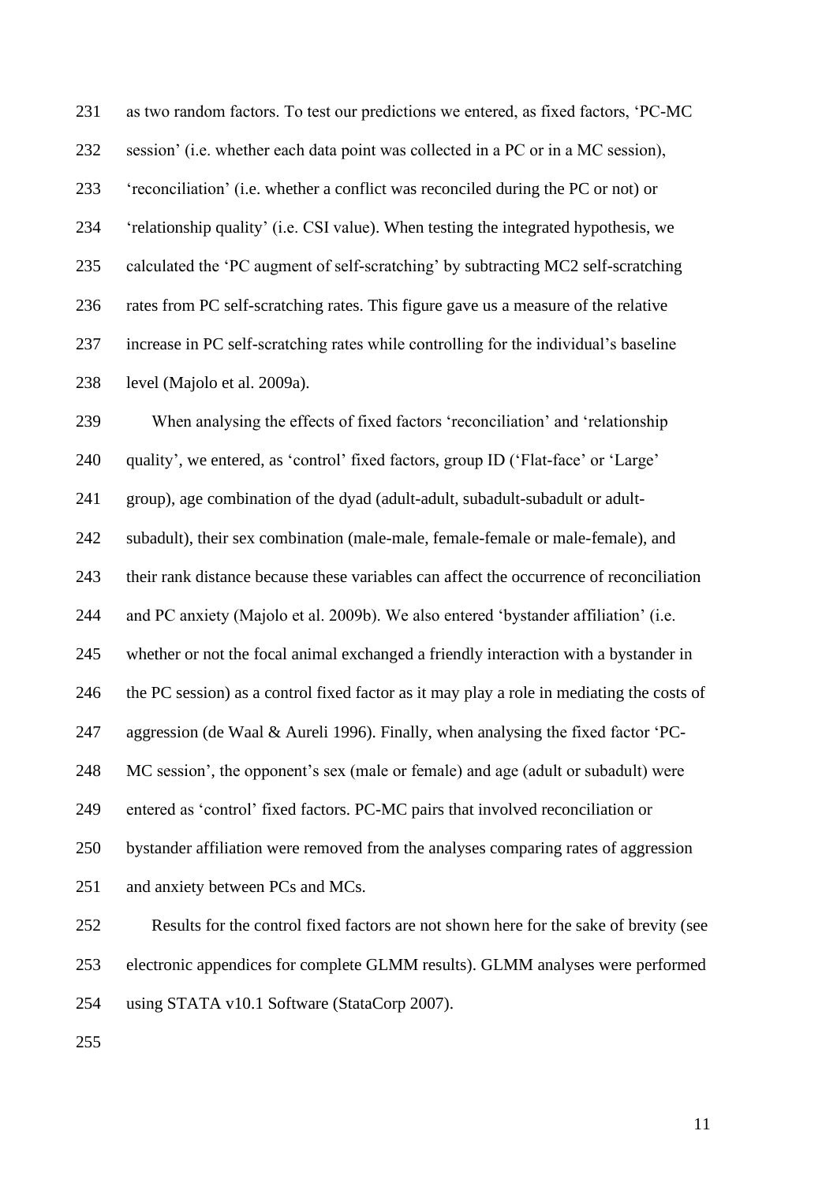as two random factors. To test our predictions we entered, as fixed factors, 'PC-MC session' (i.e. whether each data point was collected in a PC or in a MC session), 'reconciliation' (i.e. whether a conflict was reconciled during the PC or not) or 'relationship quality' (i.e. CSI value). When testing the integrated hypothesis, we calculated the 'PC augment of self-scratching' by subtracting MC2 self-scratching rates from PC self-scratching rates. This figure gave us a measure of the relative increase in PC self-scratching rates while controlling for the individual's baseline level (Majolo et al. 2009a).

When analysing the effects of fixed factors 'reconciliation' and 'relationship quality', we entered, as 'control' fixed factors, group ID ('Flat-face' or 'Large' group), age combination of the dyad (adult-adult, subadult-subadult or adult-subadult), their sex combination (male-male, female-female or male-female), and their rank distance because these variables can affect the occurrence of reconciliation and PC anxiety (Majolo et al. 2009b). We also entered 'bystander affiliation' (i.e. whether or not the focal animal exchanged a friendly interaction with a bystander in the PC session) as a control fixed factor as it may play a role in mediating the costs of aggression (de Waal & Aureli 1996). Finally, when analysing the fixed factor 'PC-MC session', the opponent's sex (male or female) and age (adult or subadult) were entered as 'control' fixed factors. PC-MC pairs that involved reconciliation or bystander affiliation were removed from the analyses comparing rates of aggression and anxiety between PCs and MCs.

Results for the control fixed factors are not shown here for the sake of brevity (see electronic appendices for complete GLMM results). GLMM analyses were performed using STATA v10.1 Software (StataCorp 2007).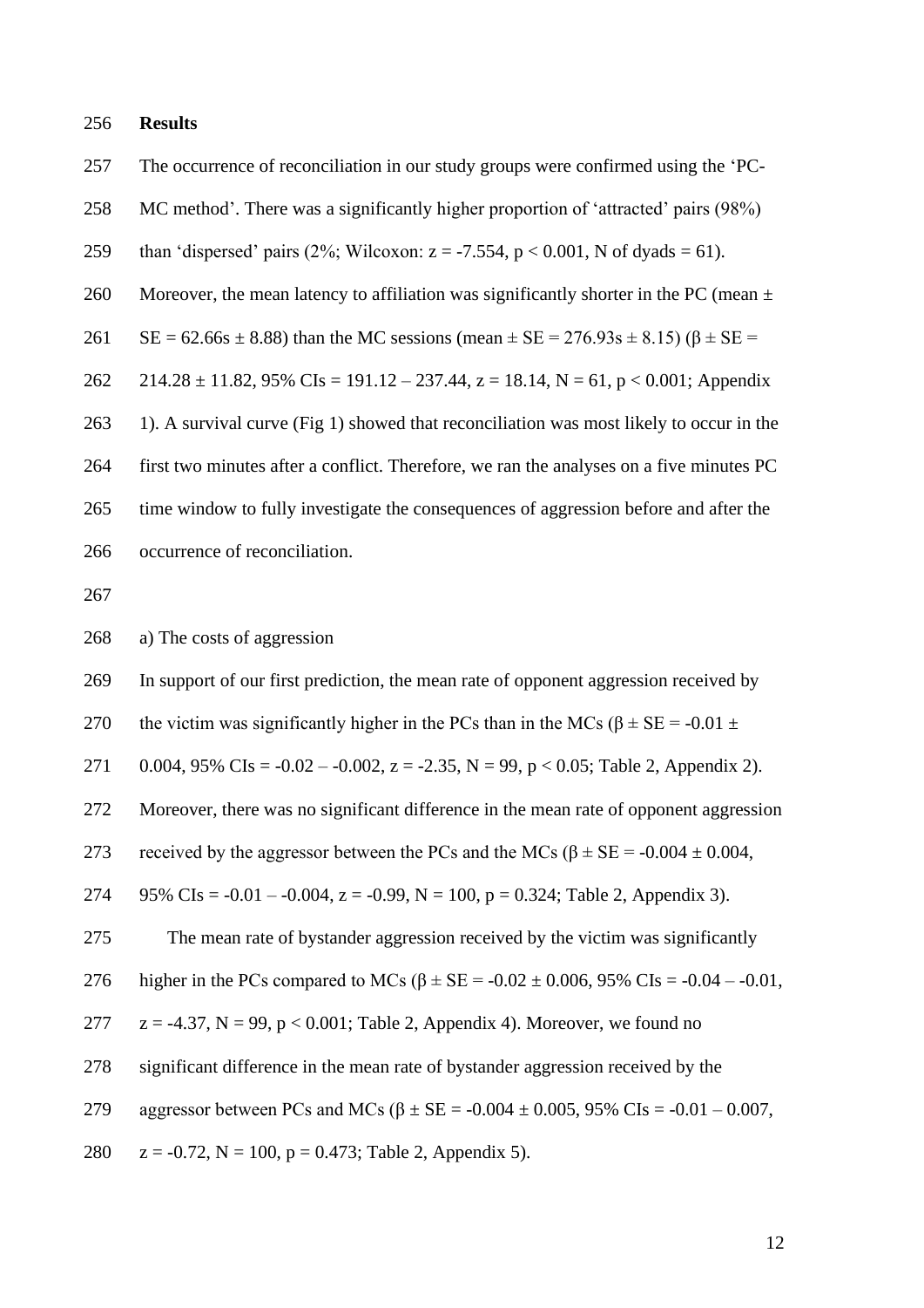## Results

The occurrence of reconciliation in our study groups were confirmed using the 'PC-MC method'. There was a significantly higher proportion of 'attracted' pairs (98%) than 'dispersed' pairs (2%; Wilcoxon: $z = -7.554$, $p < 0.001$, N of dyads = 61). Moreover, the mean latency to affiliation was significantly shorter in the PC (mean ± SE = 62.66s ± 8.88) than the MC sessions (mean ± SE = 276.93s ± 8.15) ($\beta \pm SE = 214.28 \pm 11.82$, 95% CIs = 191.12 – 237.44, $z = 18.14$, $N = 61$, $p < 0.001$; Appendix 1). A survival curve (Fig 1) showed that reconciliation was most likely to occur in the first two minutes after a conflict. Therefore, we ran the analyses on a five minutes PC time window to fully investigate the consequences of aggression before and after the occurrence of reconciliation.

a) The costs of aggression

In support of our first prediction, the mean rate of opponent aggression received by the victim was significantly higher in the PCs than in the MCs ($\beta \pm SE = -0.01 \pm 0.004$, 95% CIs = -0.02 – -0.002, $z = -2.35$, $N = 99$, $p < 0.05$; Table 2, Appendix 2). Moreover, there was no significant difference in the mean rate of opponent aggression received by the aggressor between the PCs and the MCs ($\beta \pm SE = -0.004 \pm 0.004$, 95% CIs = -0.01 – -0.004, $z = -0.99$, $N = 100$, $p = 0.324$; Table 2, Appendix 3).

The mean rate of bystander aggression received by the victim was significantly higher in the PCs compared to MCs ($\beta \pm SE = -0.02 \pm 0.006$, 95% CIs = -0.04 – -0.01, $z = -4.37$, $N = 99$, $p < 0.001$; Table 2, Appendix 4). Moreover, we found no significant difference in the mean rate of bystander aggression received by the aggressor between PCs and MCs ($\beta \pm SE = -0.004 \pm 0.005$, 95% CIs = -0.01 – 0.007, $z = -0.72$, $N = 100$, $p = 0.473$; Table 2, Appendix 5).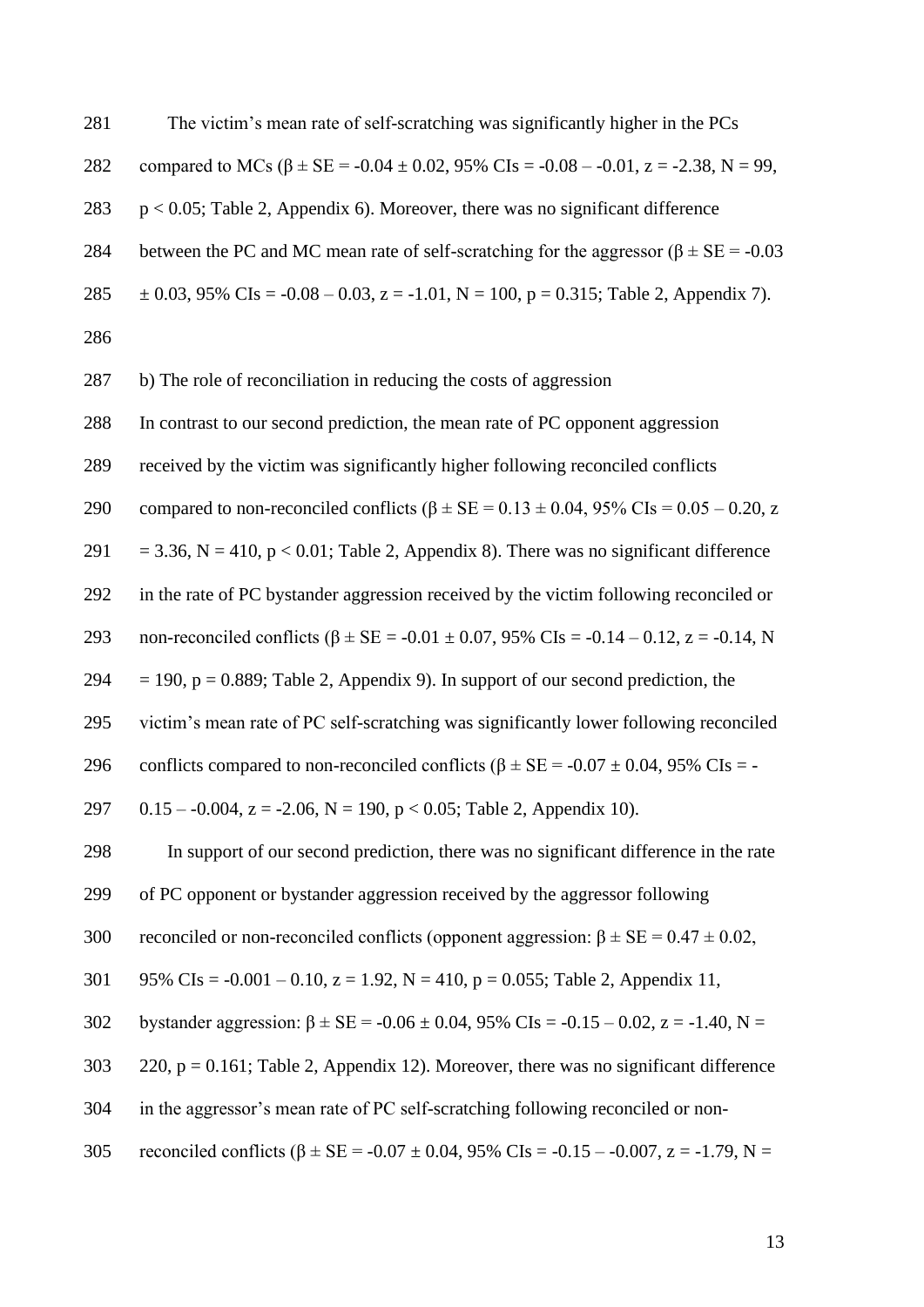The victim's mean rate of self-scratching was significantly higher in the PCs compared to MCs ($\beta \pm SE = -0.04 \pm 0.02$, 95% CIs = -0.08 – -0.01, $z = -2.38$, $N = 99$, $p < 0.05$; Table 2, Appendix 6). Moreover, there was no significant difference between the PC and MC mean rate of self-scratching for the aggressor ($\beta \pm SE = -0.03 \pm 0.03$, 95% CIs = -0.08 – 0.03, $z = -1.01$, $N = 100$, $p = 0.315$; Table 2, Appendix 7).

b) The role of reconciliation in reducing the costs of aggression

In contrast to our second prediction, the mean rate of PC opponent aggression received by the victim was significantly higher following reconciled conflicts compared to non-reconciled conflicts ($\beta \pm SE = 0.13 \pm 0.04$, 95% CIs = 0.05 – 0.20, $z = 3.36$, $N = 410$, $p < 0.01$; Table 2, Appendix 8). There was no significant difference in the rate of PC bystander aggression received by the victim following reconciled or non-reconciled conflicts ($\beta \pm SE = -0.01 \pm 0.07$, 95% CIs = -0.14 – 0.12, $z = -0.14$, $N = 190$, $p = 0.889$; Table 2, Appendix 9). In support of our second prediction, the victim's mean rate of PC self-scratching was significantly lower following reconciled conflicts compared to non-reconciled conflicts ($\beta \pm SE = -0.07 \pm 0.04$, 95% CIs = -0.15 – -0.004, $z = -2.06$, $N = 190$, $p < 0.05$; Table 2, Appendix 10).

In support of our second prediction, there was no significant difference in the rate of PC opponent or bystander aggression received by the aggressor following reconciled or non-reconciled conflicts (opponent aggression: $\beta \pm SE = 0.47 \pm 0.02$, 95% CIs = -0.001 – 0.10, $z = 1.92$, $N = 410$, $p = 0.055$; Table 2, Appendix 11, bystander aggression: $\beta \pm SE = -0.06 \pm 0.04$, 95% CIs = -0.15 – 0.02, $z = -1.40$, $N = 220$, $p = 0.161$; Table 2, Appendix 12). Moreover, there was no significant difference in the aggressor's mean rate of PC self-scratching following reconciled or non-reconciled conflicts ($\beta \pm SE = -0.07 \pm 0.04$, 95% CIs = -0.15 – -0.007, $z = -1.79$, $N =$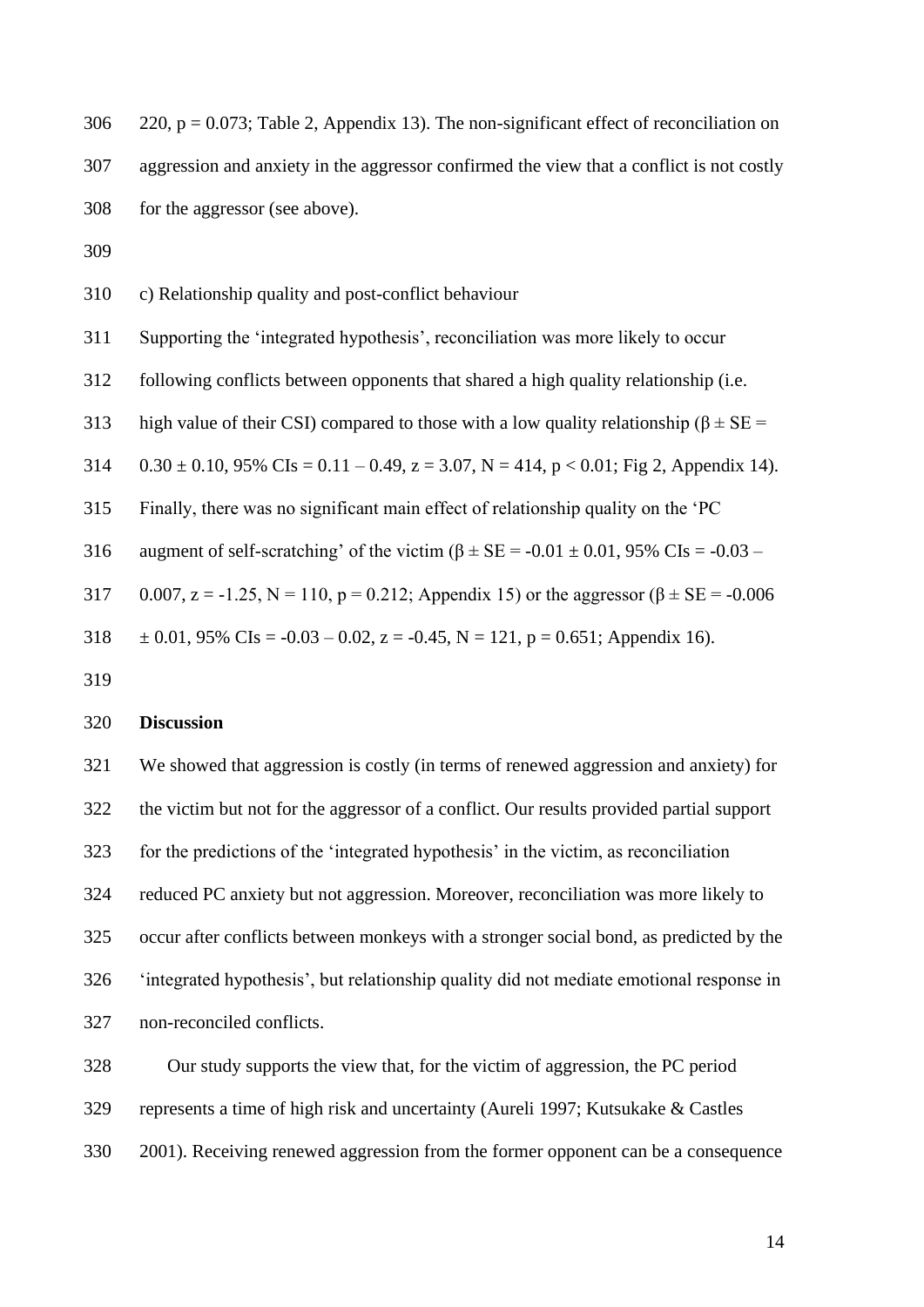220, $p = 0.073$; Table 2, Appendix 13). The non-significant effect of reconciliation on aggression and anxiety in the aggressor confirmed the view that a conflict is not costly for the aggressor (see above).

c) Relationship quality and post-conflict behaviour

Supporting the 'integrated hypothesis', reconciliation was more likely to occur following conflicts between opponents that shared a high quality relationship (i.e. high value of their CSI) compared to those with a low quality relationship ($\beta \pm SE = 0.30 \pm 0.10$, 95% CIs = 0.11 – 0.49, $z = 3.07$, $N = 414$, $p < 0.01$; Fig 2, Appendix 14). Finally, there was no significant main effect of relationship quality on the 'PC augment of self-scratching' of the victim ($\beta \pm SE = -0.01 \pm 0.01$, 95% CIs = -0.03 – 0.007, $z = -1.25$, $N = 110$, $p = 0.212$; Appendix 15) or the aggressor ($\beta \pm SE = -0.006 \pm 0.01$, 95% CIs = -0.03 – 0.02, $z = -0.45$, $N = 121$, $p = 0.651$; Appendix 16).

## Discussion

We showed that aggression is costly (in terms of renewed aggression and anxiety) for the victim but not for the aggressor of a conflict. Our results provided partial support for the predictions of the 'integrated hypothesis' in the victim, as reconciliation reduced PC anxiety but not aggression. Moreover, reconciliation was more likely to occur after conflicts between monkeys with a stronger social bond, as predicted by the 'integrated hypothesis', but relationship quality did not mediate emotional response in non-reconciled conflicts.

Our study supports the view that, for the victim of aggression, the PC period represents a time of high risk and uncertainty (Aureli 1997; Kutsukake & Castles 2001). Receiving renewed aggression from the former opponent can be a consequence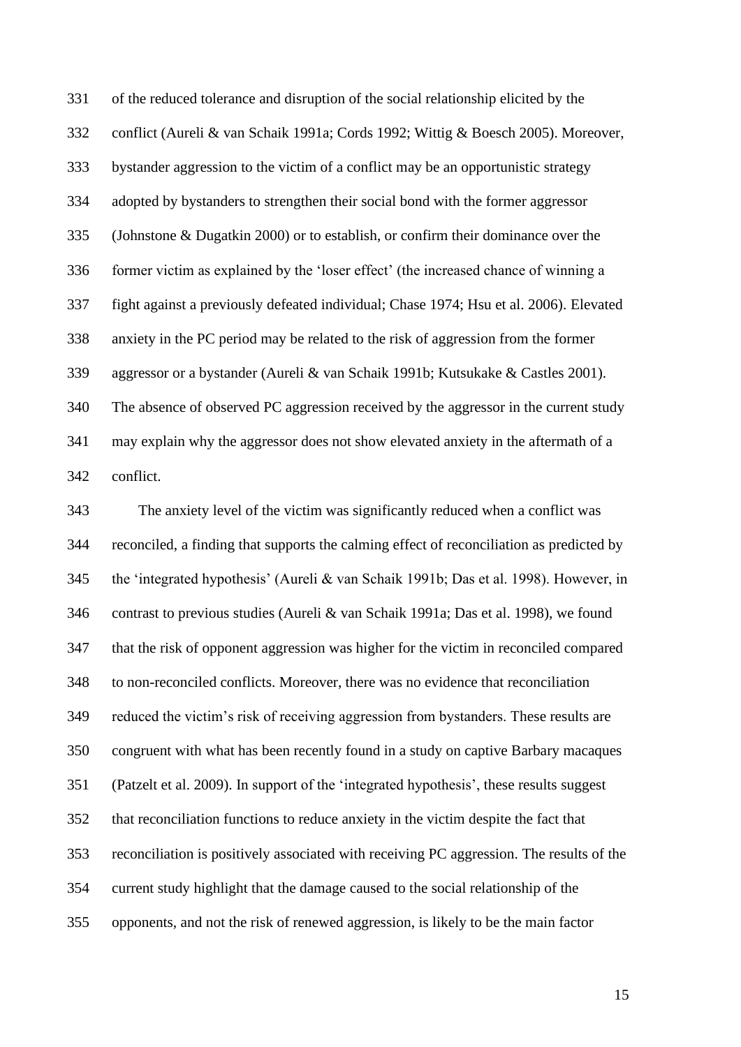of the reduced tolerance and disruption of the social relationship elicited by the conflict (Aureli & van Schaik 1991a; Cords 1992; Wittig & Boesch 2005). Moreover, bystander aggression to the victim of a conflict may be an opportunistic strategy adopted by bystanders to strengthen their social bond with the former aggressor (Johnstone & Dugatkin 2000) or to establish, or confirm their dominance over the former victim as explained by the 'loser effect' (the increased chance of winning a fight against a previously defeated individual; Chase 1974; Hsu et al. 2006). Elevated anxiety in the PC period may be related to the risk of aggression from the former aggressor or a bystander (Aureli & van Schaik 1991b; Kutsukake & Castles 2001). The absence of observed PC aggression received by the aggressor in the current study may explain why the aggressor does not show elevated anxiety in the aftermath of a conflict.

The anxiety level of the victim was significantly reduced when a conflict was reconciled, a finding that supports the calming effect of reconciliation as predicted by the 'integrated hypothesis' (Aureli & van Schaik 1991b; Das et al. 1998). However, in contrast to previous studies (Aureli & van Schaik 1991a; Das et al. 1998), we found that the risk of opponent aggression was higher for the victim in reconciled compared to non-reconciled conflicts. Moreover, there was no evidence that reconciliation reduced the victim's risk of receiving aggression from bystanders. These results are congruent with what has been recently found in a study on captive Barbary macaques (Patzelt et al. 2009). In support of the 'integrated hypothesis', these results suggest that reconciliation functions to reduce anxiety in the victim despite the fact that reconciliation is positively associated with receiving PC aggression. The results of the current study highlight that the damage caused to the social relationship of the opponents, and not the risk of renewed aggression, is likely to be the main factor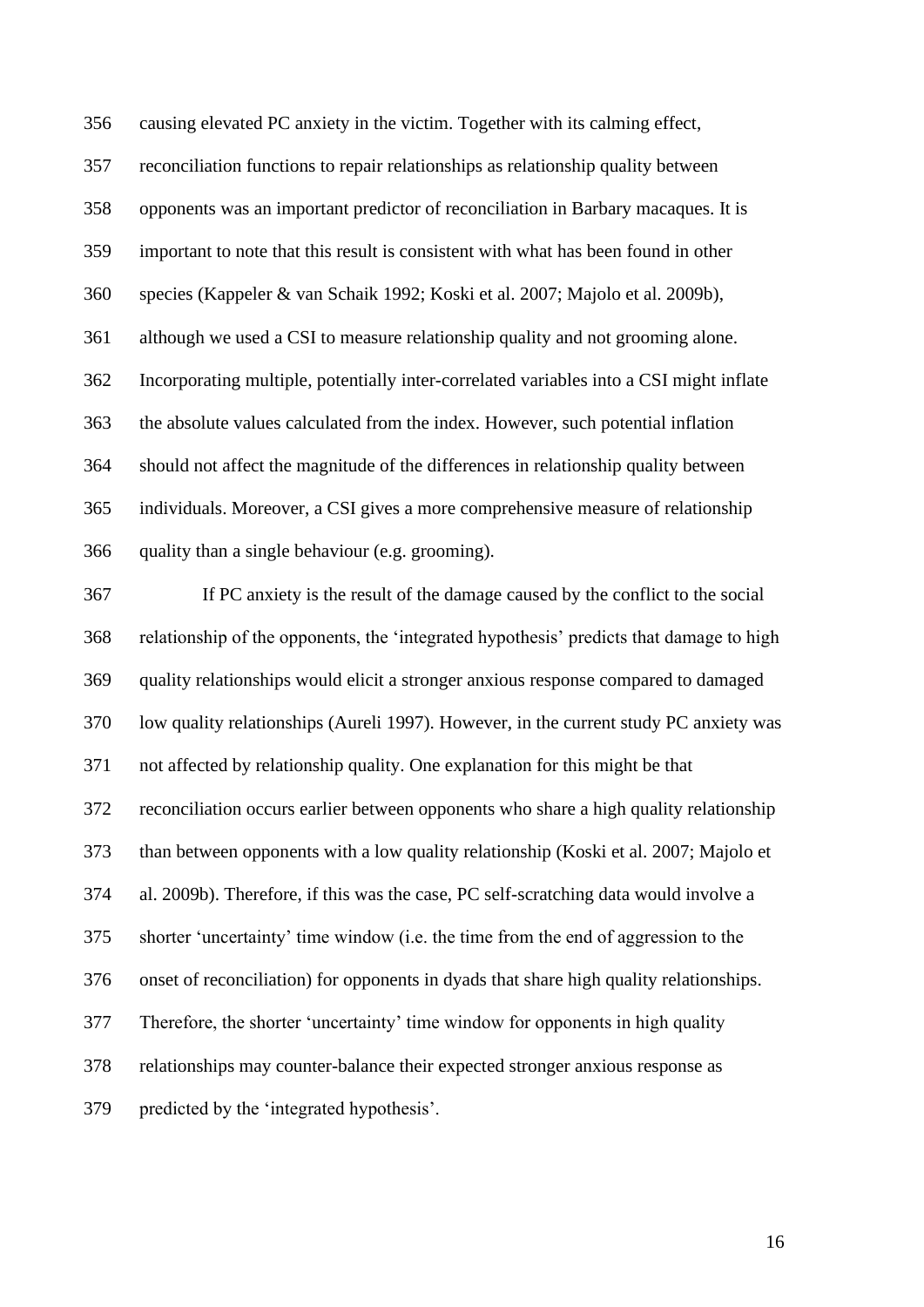causing elevated PC anxiety in the victim. Together with its calming effect, reconciliation functions to repair relationships as relationship quality between opponents was an important predictor of reconciliation in Barbary macaques. It is important to note that this result is consistent with what has been found in other species (Kappeler & van Schaik 1992; Koski et al. 2007; Majolo et al. 2009b), although we used a CSI to measure relationship quality and not grooming alone. Incorporating multiple, potentially inter-correlated variables into a CSI might inflate the absolute values calculated from the index. However, such potential inflation should not affect the magnitude of the differences in relationship quality between individuals. Moreover, a CSI gives a more comprehensive measure of relationship quality than a single behaviour (e.g. grooming).

If PC anxiety is the result of the damage caused by the conflict to the social relationship of the opponents, the 'integrated hypothesis' predicts that damage to high quality relationships would elicit a stronger anxious response compared to damaged low quality relationships (Aureli 1997). However, in the current study PC anxiety was not affected by relationship quality. One explanation for this might be that reconciliation occurs earlier between opponents who share a high quality relationship than between opponents with a low quality relationship (Koski et al. 2007; Majolo et al. 2009b). Therefore, if this was the case, PC self-scratching data would involve a shorter 'uncertainty' time window (i.e. the time from the end of aggression to the onset of reconciliation) for opponents in dyads that share high quality relationships. Therefore, the shorter 'uncertainty' time window for opponents in high quality relationships may counter-balance their expected stronger anxious response as predicted by the 'integrated hypothesis'.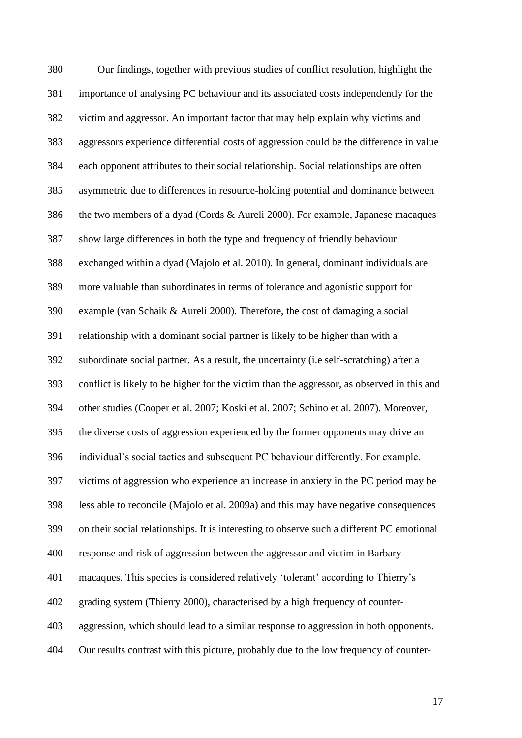Our findings, together with previous studies of conflict resolution, highlight the importance of analysing PC behaviour and its associated costs independently for the victim and aggressor. An important factor that may help explain why victims and aggressors experience differential costs of aggression could be the difference in value each opponent attributes to their social relationship. Social relationships are often asymmetric due to differences in resource-holding potential and dominance between the two members of a dyad (Cords & Aureli 2000). For example, Japanese macaques show large differences in both the type and frequency of friendly behaviour exchanged within a dyad (Majolo et al. 2010). In general, dominant individuals are more valuable than subordinates in terms of tolerance and agonistic support for example (van Schaik & Aureli 2000). Therefore, the cost of damaging a social relationship with a dominant social partner is likely to be higher than with a subordinate social partner. As a result, the uncertainty (i.e self-scratching) after a conflict is likely to be higher for the victim than the aggressor, as observed in this and other studies (Cooper et al. 2007; Koski et al. 2007; Schino et al. 2007). Moreover, the diverse costs of aggression experienced by the former opponents may drive an individual's social tactics and subsequent PC behaviour differently. For example, victims of aggression who experience an increase in anxiety in the PC period may be less able to reconcile (Majolo et al. 2009a) and this may have negative consequences on their social relationships. It is interesting to observe such a different PC emotional response and risk of aggression between the aggressor and victim in Barbary macaques. This species is considered relatively 'tolerant' according to Thierry's grading system (Thierry 2000), characterised by a high frequency of counter-aggression, which should lead to a similar response to aggression in both opponents. Our results contrast with this picture, probably due to the low frequency of counter-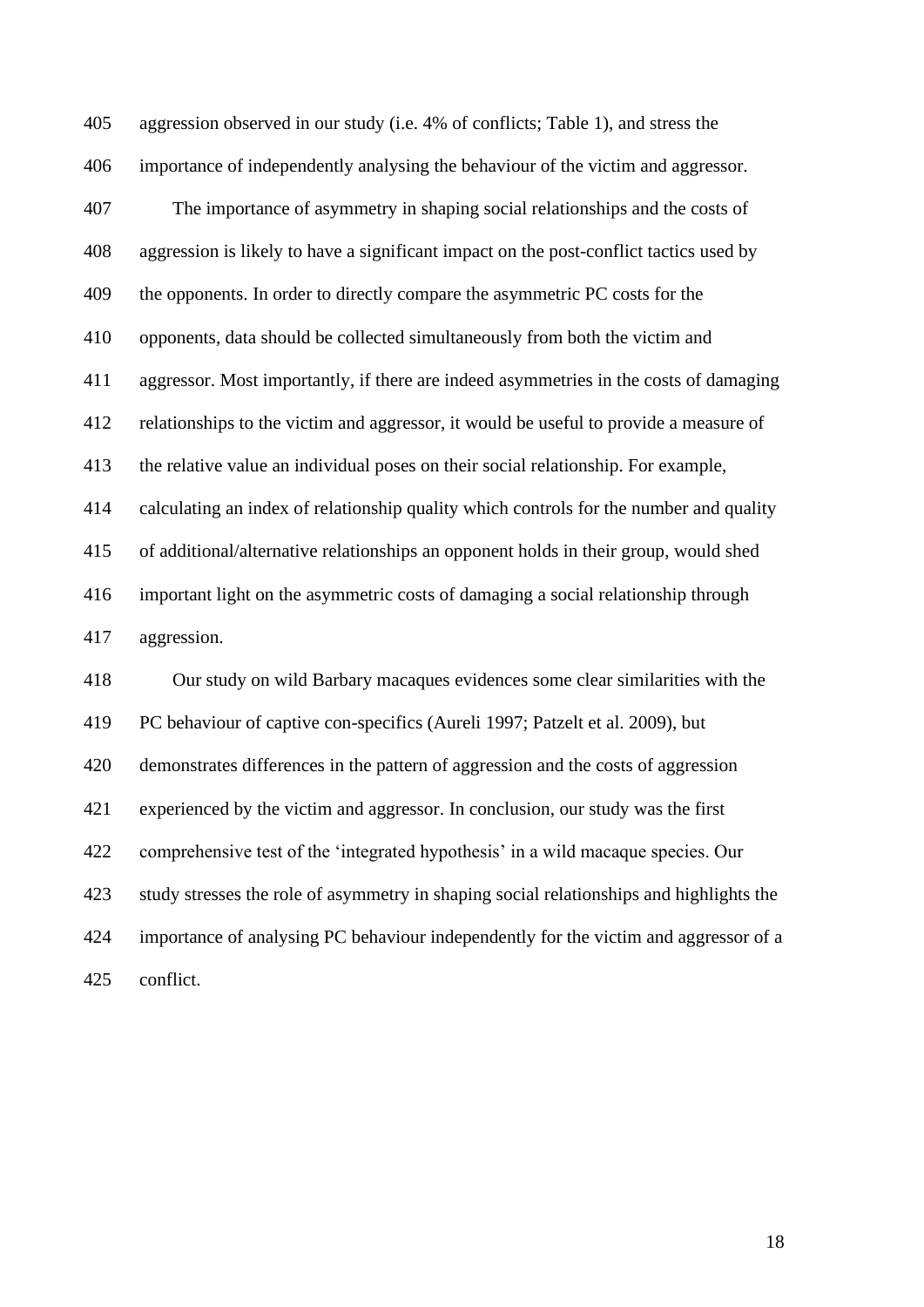aggression observed in our study (i.e. 4% of conflicts; Table 1), and stress the importance of independently analysing the behaviour of the victim and aggressor.

The importance of asymmetry in shaping social relationships and the costs of aggression is likely to have a significant impact on the post-conflict tactics used by the opponents. In order to directly compare the asymmetric PC costs for the opponents, data should be collected simultaneously from both the victim and aggressor. Most importantly, if there are indeed asymmetries in the costs of damaging relationships to the victim and aggressor, it would be useful to provide a measure of the relative value an individual poses on their social relationship. For example, calculating an index of relationship quality which controls for the number and quality of additional/alternative relationships an opponent holds in their group, would shed important light on the asymmetric costs of damaging a social relationship through aggression.

Our study on wild Barbary macaques evidences some clear similarities with the PC behaviour of captive con-specifics (Aureli 1997; Patzelt et al. 2009), but demonstrates differences in the pattern of aggression and the costs of aggression experienced by the victim and aggressor. In conclusion, our study was the first comprehensive test of the 'integrated hypothesis' in a wild macaque species. Our study stresses the role of asymmetry in shaping social relationships and highlights the importance of analysing PC behaviour independently for the victim and aggressor of a conflict.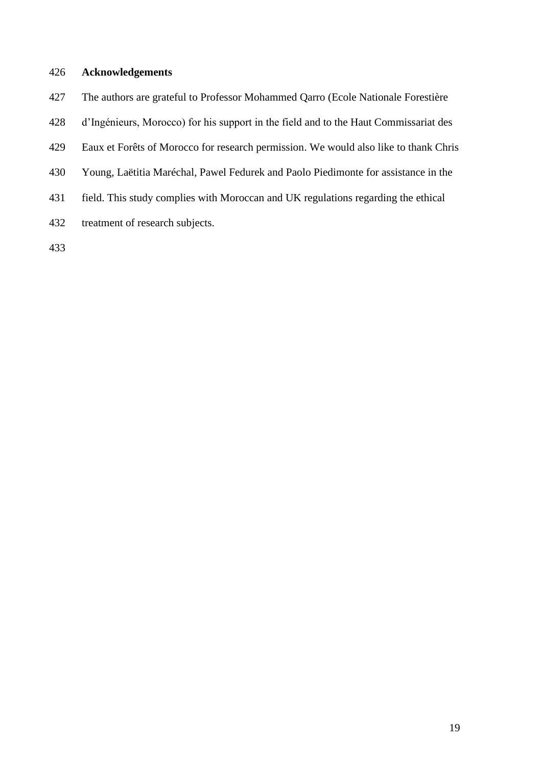## Acknowledgements

The authors are grateful to Professor Mohammed Qarro (Ecole Nationale Forestière d'Ingénieurs, Morocco) for his support in the field and to the Haut Commissariat des Eaux et Forêts of Morocco for research permission. We would also like to thank Chris Young, Laëtitia Maréchal, Pawel Fedurek and Paolo Piedimonte for assistance in the field. This study complies with Moroccan and UK regulations regarding the ethical treatment of research subjects.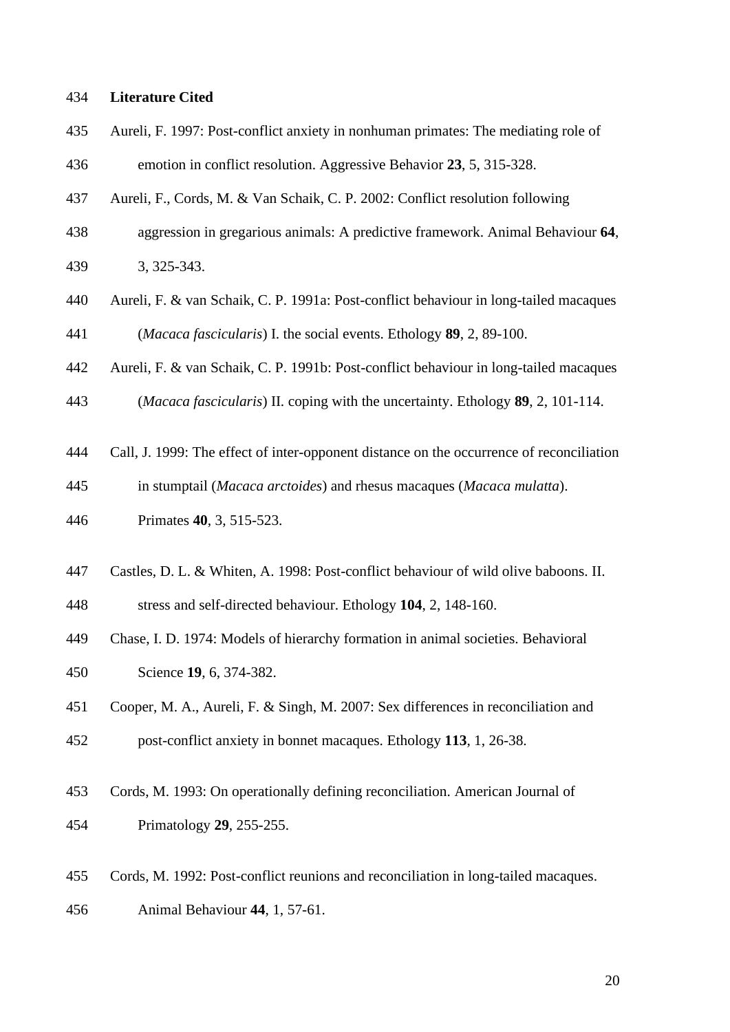## Literature Cited

Aureli, F. 1997: Post-conflict anxiety in nonhuman primates: The mediating role of emotion in conflict resolution. Aggressive Behavior **23**, 5, 315-328.

Aureli, F., Cords, M. & Van Schaik, C. P. 2002: Conflict resolution following aggression in gregarious animals: A predictive framework. Animal Behaviour **64**, 3, 325-343.

Aureli, F. & van Schaik, C. P. 1991a: Post-conflict behaviour in long-tailed macaques (*Macaca fascicularis*) I. the social events. Ethology **89**, 2, 89-100.

Aureli, F. & van Schaik, C. P. 1991b: Post-conflict behaviour in long-tailed macaques (*Macaca fascicularis*) II. coping with the uncertainty. Ethology **89**, 2, 101-114.

Call, J. 1999: The effect of inter-opponent distance on the occurrence of reconciliation in stumptail (*Macaca arctoides*) and rhesus macaques (*Macaca mulatta*). Primates **40**, 3, 515-523.

Castles, D. L. & Whiten, A. 1998: Post-conflict behaviour of wild olive baboons. II. stress and self-directed behaviour. Ethology **104**, 2, 148-160.

Chase, I. D. 1974: Models of hierarchy formation in animal societies. Behavioral Science **19**, 6, 374-382.

Cooper, M. A., Aureli, F. & Singh, M. 2007: Sex differences in reconciliation and post-conflict anxiety in bonnet macaques. Ethology **113**, 1, 26-38.

Cords, M. 1993: On operationally defining reconciliation. American Journal of Primatology **29**, 255-255.

Cords, M. 1992: Post-conflict reunions and reconciliation in long-tailed macaques. Animal Behaviour **44**, 1, 57-61.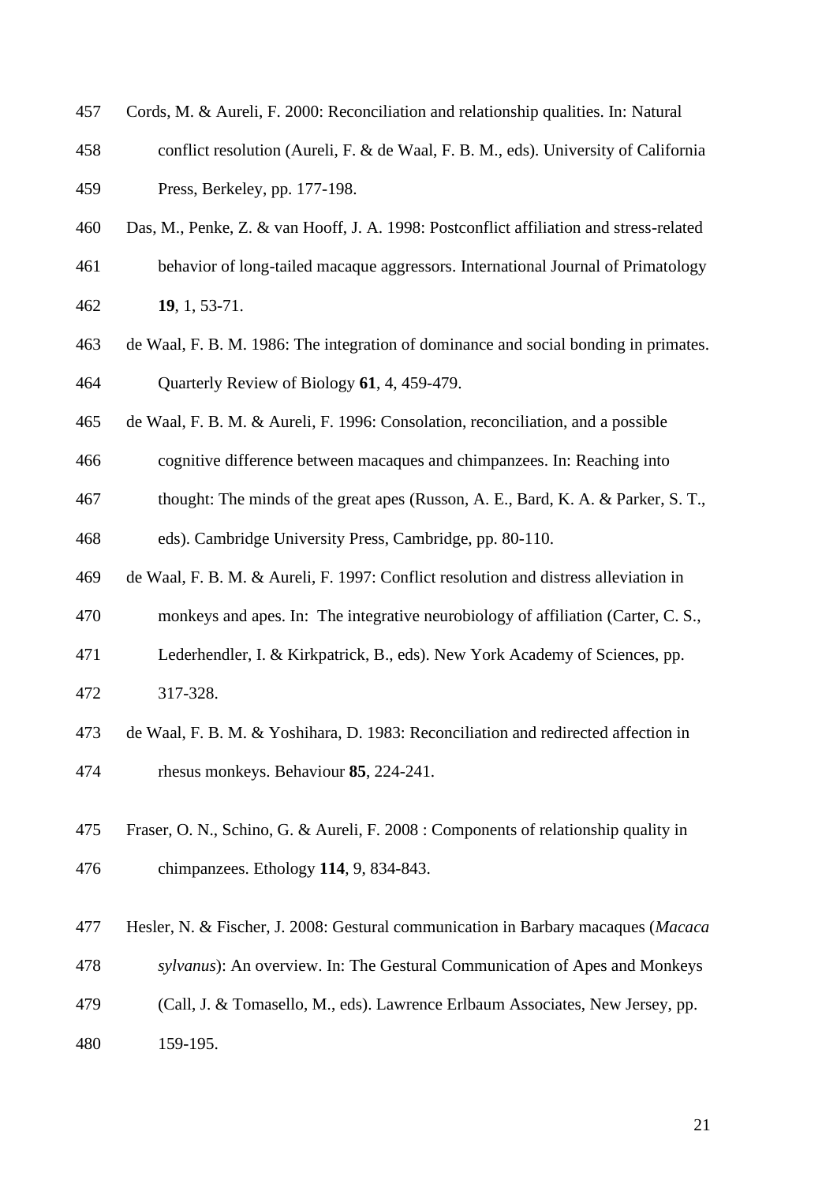Cords, M. & Aureli, F. 2000: Reconciliation and relationship qualities. In: Natural conflict resolution (Aureli, F. & de Waal, F. B. M., eds). University of California Press, Berkeley, pp. 177-198.

Das, M., Penke, Z. & van Hooff, J. A. 1998: Postconflict affiliation and stress-related behavior of long-tailed macaque aggressors. International Journal of Primatology **19**, 1, 53-71.

de Waal, F. B. M. 1986: The integration of dominance and social bonding in primates. Quarterly Review of Biology **61**, 4, 459-479.

de Waal, F. B. M. & Aureli, F. 1996: Consolation, reconciliation, and a possible cognitive difference between macaques and chimpanzees. In: Reaching into thought: The minds of the great apes (Russon, A. E., Bard, K. A. & Parker, S. T., eds). Cambridge University Press, Cambridge, pp. 80-110.

de Waal, F. B. M. & Aureli, F. 1997: Conflict resolution and distress alleviation in monkeys and apes. In: The integrative neurobiology of affiliation (Carter, C. S., Lederhendler, I. & Kirkpatrick, B., eds). New York Academy of Sciences, pp. 317-328.

de Waal, F. B. M. & Yoshihara, D. 1983: Reconciliation and redirected affection in rhesus monkeys. Behaviour **85**, 224-241.

Fraser, O. N., Schino, G. & Aureli, F. 2008 : Components of relationship quality in chimpanzees. Ethology **114**, 9, 834-843.

Hesler, N. & Fischer, J. 2008: Gestural communication in Barbary macaques (*Macaca sylvanus*): An overview. In: The Gestural Communication of Apes and Monkeys (Call, J. & Tomasello, M., eds). Lawrence Erlbaum Associates, New Jersey, pp. 159-195.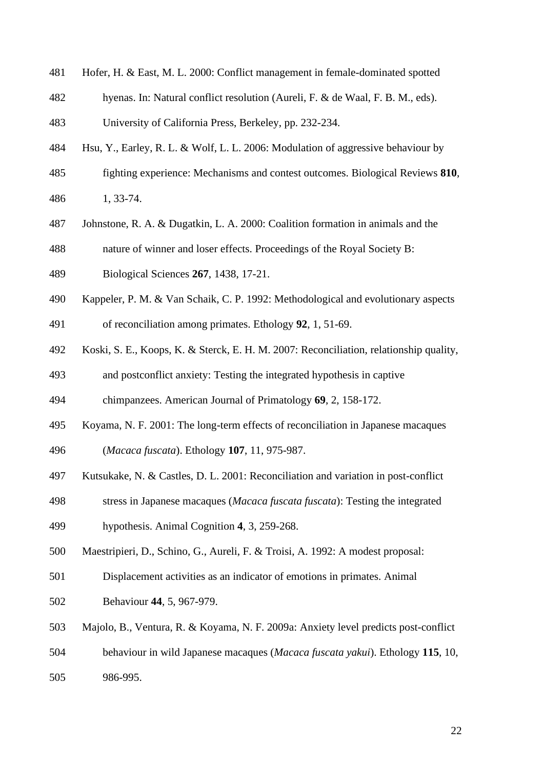Hofer, H. & East, M. L. 2000: Conflict management in female-dominated spotted hyenas. In: Natural conflict resolution (Aureli, F. & de Waal, F. B. M., eds). University of California Press, Berkeley, pp. 232-234.

Hsu, Y., Earley, R. L. & Wolf, L. L. 2006: Modulation of aggressive behaviour by fighting experience: Mechanisms and contest outcomes. Biological Reviews **810**, 1, 33-74.

Johnstone, R. A. & Dugatkin, L. A. 2000: Coalition formation in animals and the nature of winner and loser effects. Proceedings of the Royal Society B: Biological Sciences **267**, 1438, 17-21.

Kappeler, P. M. & Van Schaik, C. P. 1992: Methodological and evolutionary aspects of reconciliation among primates. Ethology **92**, 1, 51-69.

Koski, S. E., Koops, K. & Sterck, E. H. M. 2007: Reconciliation, relationship quality, and postconflict anxiety: Testing the integrated hypothesis in captive chimpanzees. American Journal of Primatology **69**, 2, 158-172.

Koyama, N. F. 2001: The long-term effects of reconciliation in Japanese macaques (*Macaca fuscata*). Ethology **107**, 11, 975-987.

Kutsukake, N. & Castles, D. L. 2001: Reconciliation and variation in post-conflict stress in Japanese macaques (*Macaca fuscata fuscata*): Testing the integrated hypothesis. Animal Cognition **4**, 3, 259-268.

Maestripieri, D., Schino, G., Aureli, F. & Troisi, A. 1992: A modest proposal: Displacement activities as an indicator of emotions in primates. Animal Behaviour **44**, 5, 967-979.

Majolo, B., Ventura, R. & Koyama, N. F. 2009a: Anxiety level predicts post-conflict behaviour in wild Japanese macaques (*Macaca fuscata yakui*). Ethology **115**, 10, 986-995.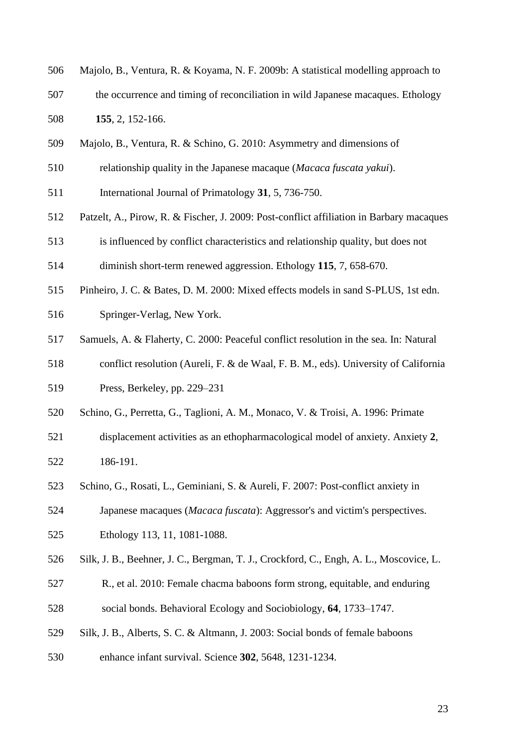Majolo, B., Ventura, R. & Koyama, N. F. 2009b: A statistical modelling approach to the occurrence and timing of reconciliation in wild Japanese macaques. Ethology **155**, 2, 152-166.

Majolo, B., Ventura, R. & Schino, G. 2010: Asymmetry and dimensions of relationship quality in the Japanese macaque (*Macaca fuscata yakui*). International Journal of Primatology **31**, 5, 736-750.

Patzelt, A., Pirow, R. & Fischer, J. 2009: Post-conflict affiliation in Barbary macaques is influenced by conflict characteristics and relationship quality, but does not diminish short-term renewed aggression. Ethology **115**, 7, 658-670.

Pinheiro, J. C. & Bates, D. M. 2000: Mixed effects models in sand S-PLUS, 1st edn. Springer-Verlag, New York.

Samuels, A. & Flaherty, C. 2000: Peaceful conflict resolution in the sea. In: Natural conflict resolution (Aureli, F. & de Waal, F. B. M., eds). University of California Press, Berkeley, pp. 229–231

Schino, G., Perretta, G., Taglioni, A. M., Monaco, V. & Troisi, A. 1996: Primate displacement activities as an ethopharmacological model of anxiety. Anxiety **2**, 186-191.

Schino, G., Rosati, L., Geminiani, S. & Aureli, F. 2007: Post-conflict anxiety in Japanese macaques (*Macaca fuscata*): Aggressor's and victim's perspectives. Ethology 113, 11, 1081-1088.

Silk, J. B., Beehner, J. C., Bergman, T. J., Crockford, C., Engh, A. L., Moscovice, L. R., et al. 2010: Female chacma baboons form strong, equitable, and enduring social bonds. Behavioral Ecology and Sociobiology, **64**, 1733–1747.

Silk, J. B., Alberts, S. C. & Altmann, J. 2003: Social bonds of female baboons enhance infant survival. Science **302**, 5648, 1231-1234.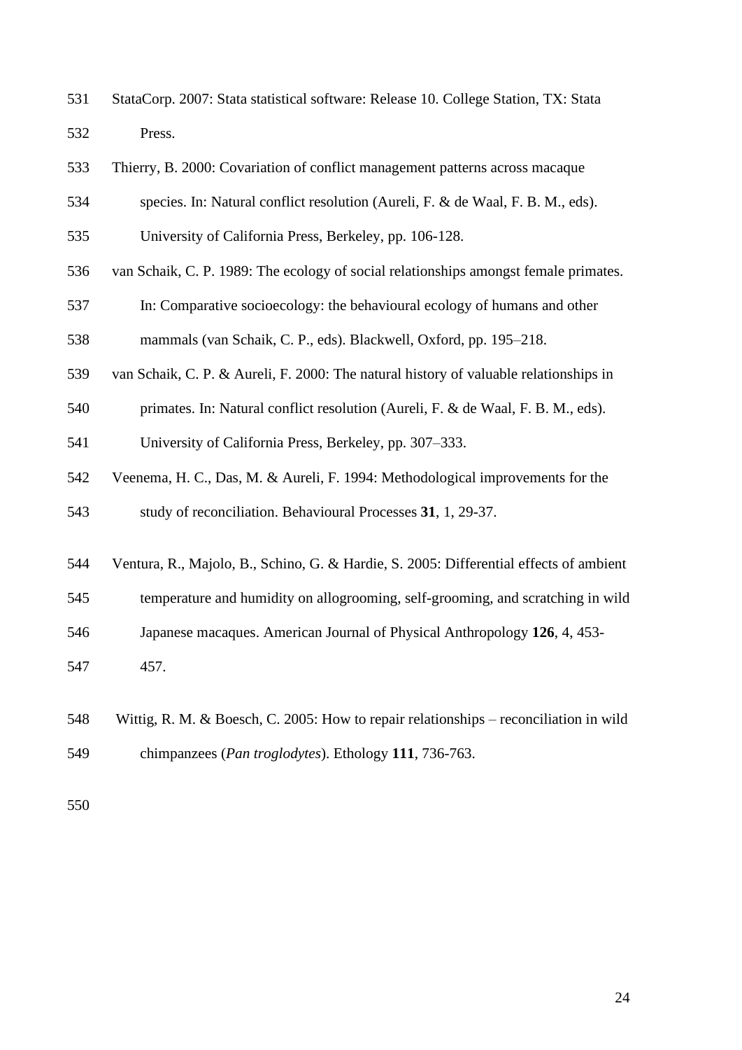StataCorp. 2007: Stata statistical software: Release 10. College Station, TX: Stata Press.

Thierry, B. 2000: Covariation of conflict management patterns across macaque species. In: Natural conflict resolution (Aureli, F. & de Waal, F. B. M., eds). University of California Press, Berkeley, pp. 106-128.

van Schaik, C. P. 1989: The ecology of social relationships amongst female primates. In: Comparative socioecology: the behavioural ecology of humans and other mammals (van Schaik, C. P., eds). Blackwell, Oxford, pp. 195–218.

van Schaik, C. P. & Aureli, F. 2000: The natural history of valuable relationships in primates. In: Natural conflict resolution (Aureli, F. & de Waal, F. B. M., eds). University of California Press, Berkeley, pp. 307–333.

Veenema, H. C., Das, M. & Aureli, F. 1994: Methodological improvements for the study of reconciliation. Behavioural Processes **31**, 1, 29-37.

Ventura, R., Majolo, B., Schino, G. & Hardie, S. 2005: Differential effects of ambient temperature and humidity on allogrooming, self-grooming, and scratching in wild Japanese macaques. American Journal of Physical Anthropology **126**, 4, 453-457.

Wittig, R. M. & Boesch, C. 2005: How to repair relationships – reconciliation in wild chimpanzees (*Pan troglodytes*). Ethology **111**, 736-763.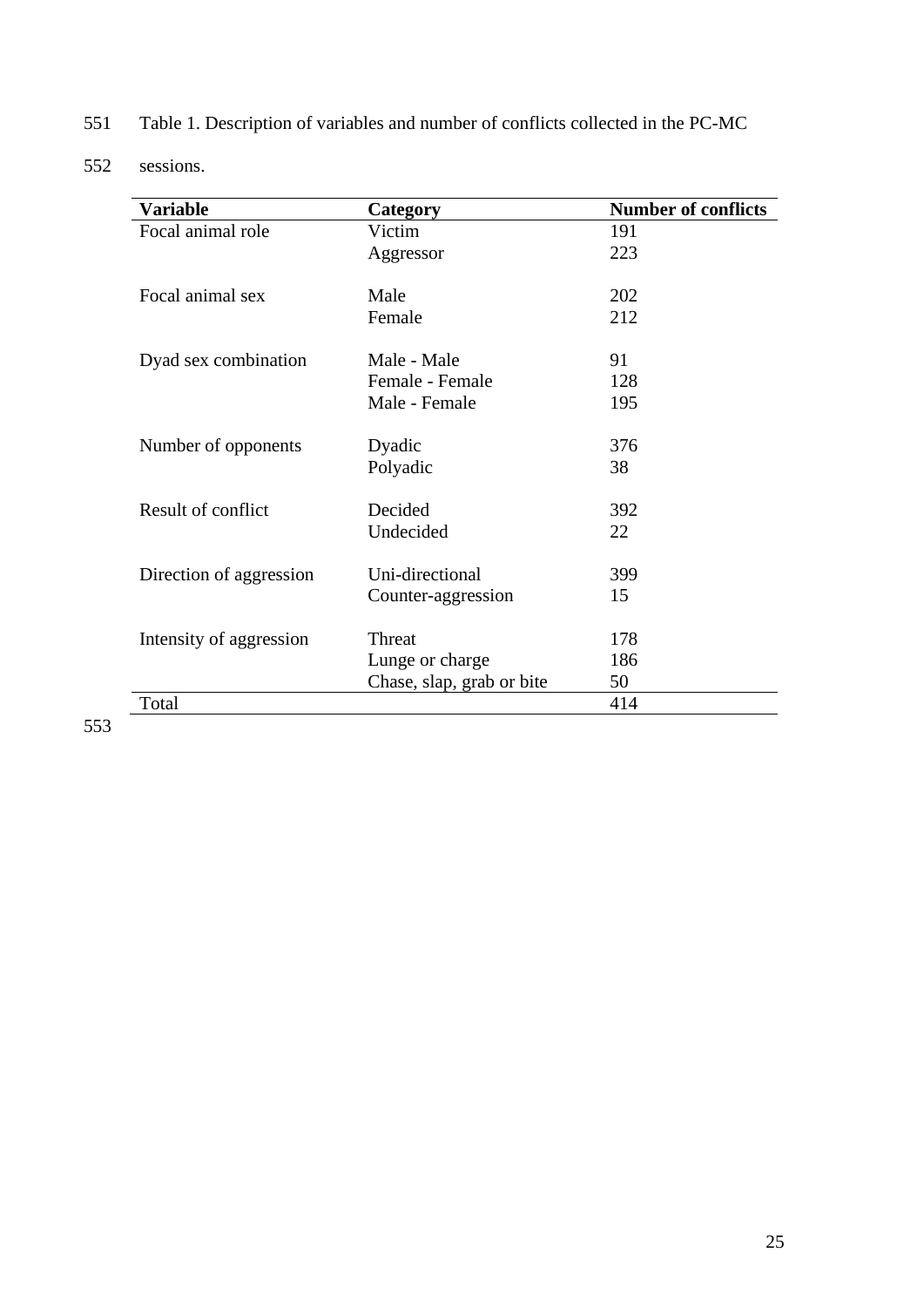Table 1. Description of variables and number of conflicts collected in the PC-MC sessions.

| Variable | Category | Number of conflicts |
|---|---|---|
| Focal animal role | Victim | 191 |
| | Aggressor | 223 |
| Focal animal sex | Male | 202 |
| | Female | 212 |
| Dyad sex combination | Male - Male | 91 |
| | Female - Female | 128 |
| | Male - Female | 195 |
| Number of opponents | Dyadic | 376 |
| | Polyadic | 38 |
| Result of conflict | Decided | 392 |
| | Undecided | 22 |
| Direction of aggression | Uni-directional | 399 |
| | Counter-aggression | 15 |
| Intensity of aggression | Threat | 178 |
| | Lunge or charge | 186 |
| | Chase, slap, grab or bite | 50 |
| Total | | 414 |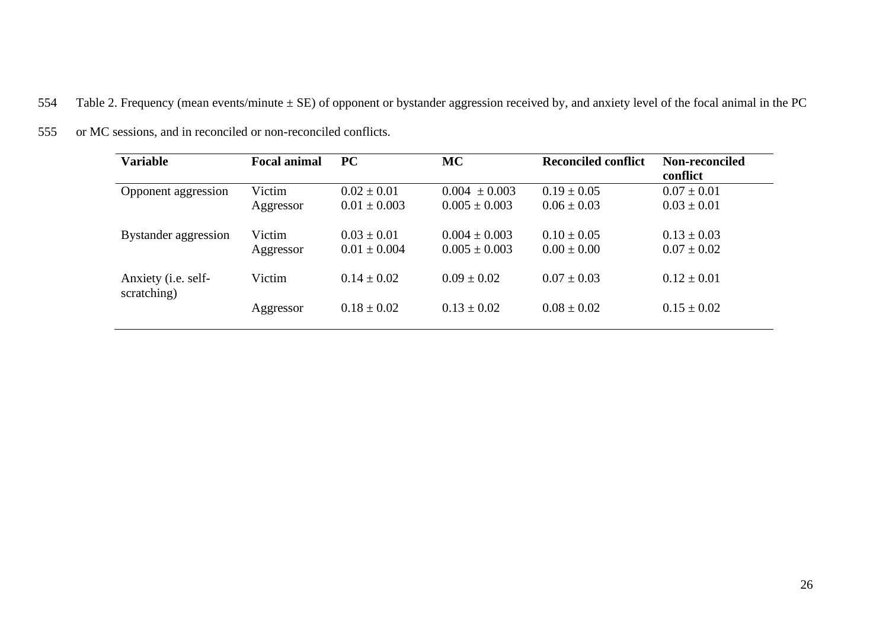Table 2. Frequency (mean events/minute ± SE) of opponent or bystander aggression received by, and anxiety level of the focal animal in the PC or MC sessions, and in reconciled or non-reconciled conflicts.

| Variable | Focal animal | PC | MC | Reconciled conflict | Non-reconciled conflict |
|---|---|---|---|---|---|
| Opponent aggression | Victim | 0.02 ± 0.01 | 0.004 ± 0.003 | 0.19 ± 0.05 | 0.07 ± 0.01 |
| | Aggressor | 0.01 ± 0.003 | 0.005 ± 0.003 | 0.06 ± 0.03 | 0.03 ± 0.01 |
| Bystander aggression | Victim | 0.03 ± 0.01 | 0.004 ± 0.003 | 0.10 ± 0.05 | 0.13 ± 0.03 |
| | Aggressor | 0.01 ± 0.004 | 0.005 ± 0.003 | 0.00 ± 0.00 | 0.07 ± 0.02 |
| Anxiety (i.e. self-scratching) | Victim | 0.14 ± 0.02 | 0.09 ± 0.02 | 0.07 ± 0.03 | 0.12 ± 0.01 |
| | Aggressor | 0.18 ± 0.02 | 0.13 ± 0.02 | 0.08 ± 0.02 | 0.15 ± 0.02 |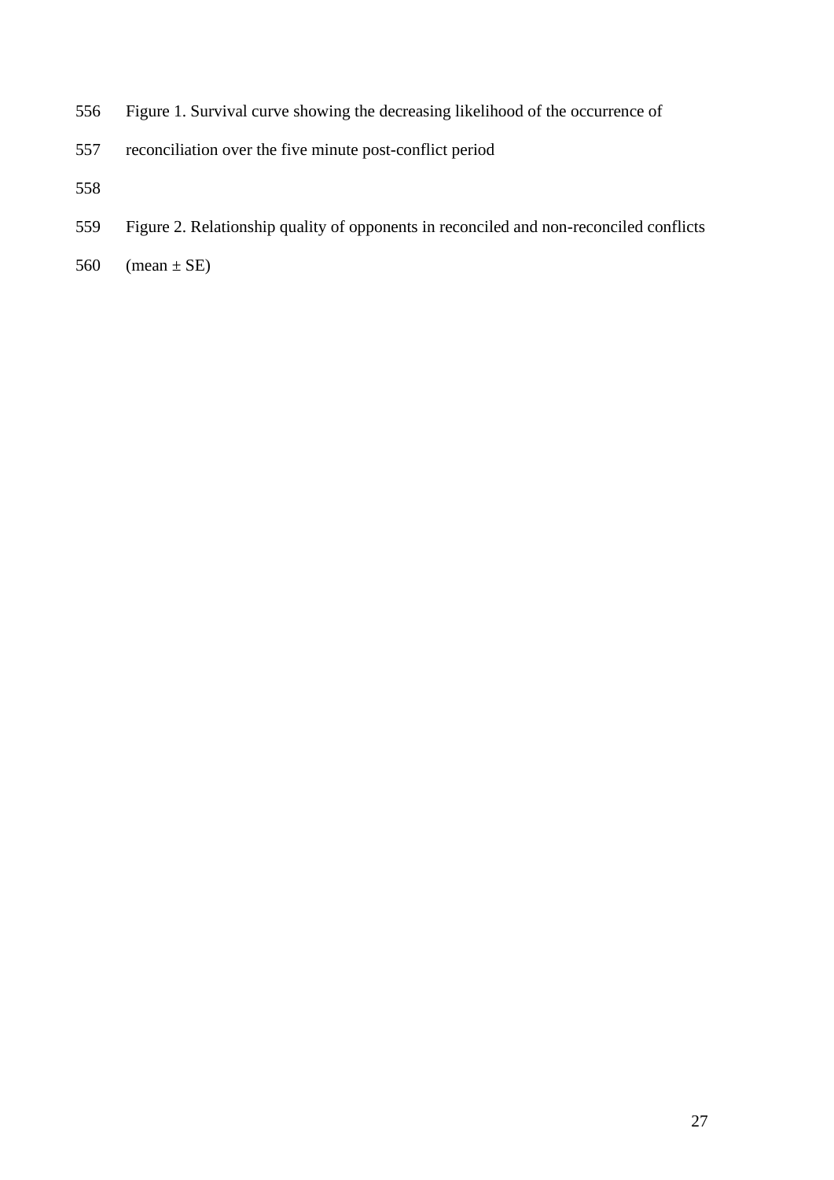Figure 1. Survival curve showing the decreasing likelihood of the occurrence of reconciliation over the five minute post-conflict period

Figure 2. Relationship quality of opponents in reconciled and non-reconciled conflicts (mean ± SE)